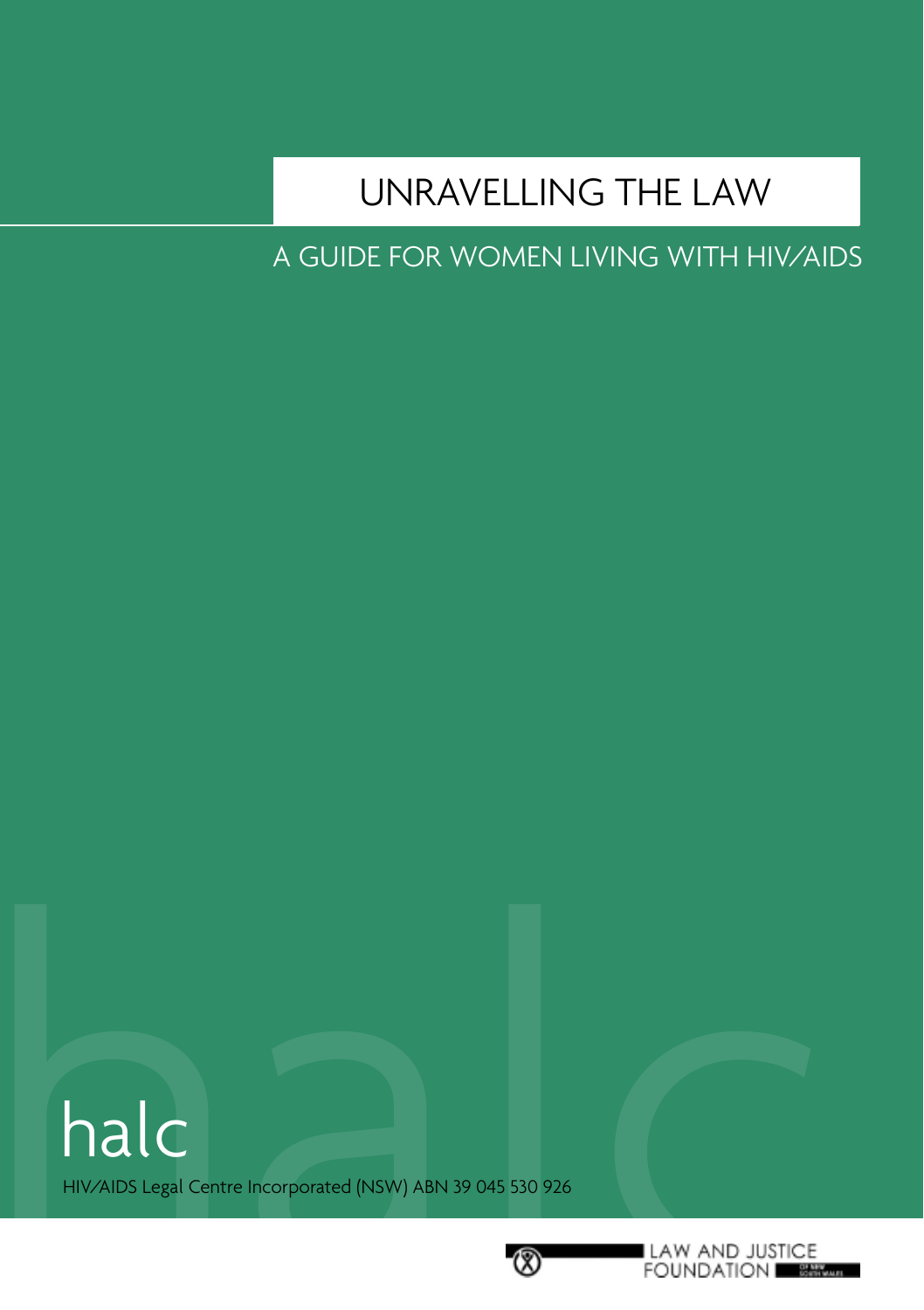# UNRAVELLING THE LAW

## A GUIDE FOR WOMEN LIVING WITH HIV/AIDS

halc

HIV/AIDS Legal Centre Incorporated (NSW) ABN 39 045 530 926

LAW AND JUSTICE FOUNDATION OF NEW SOUTH WALES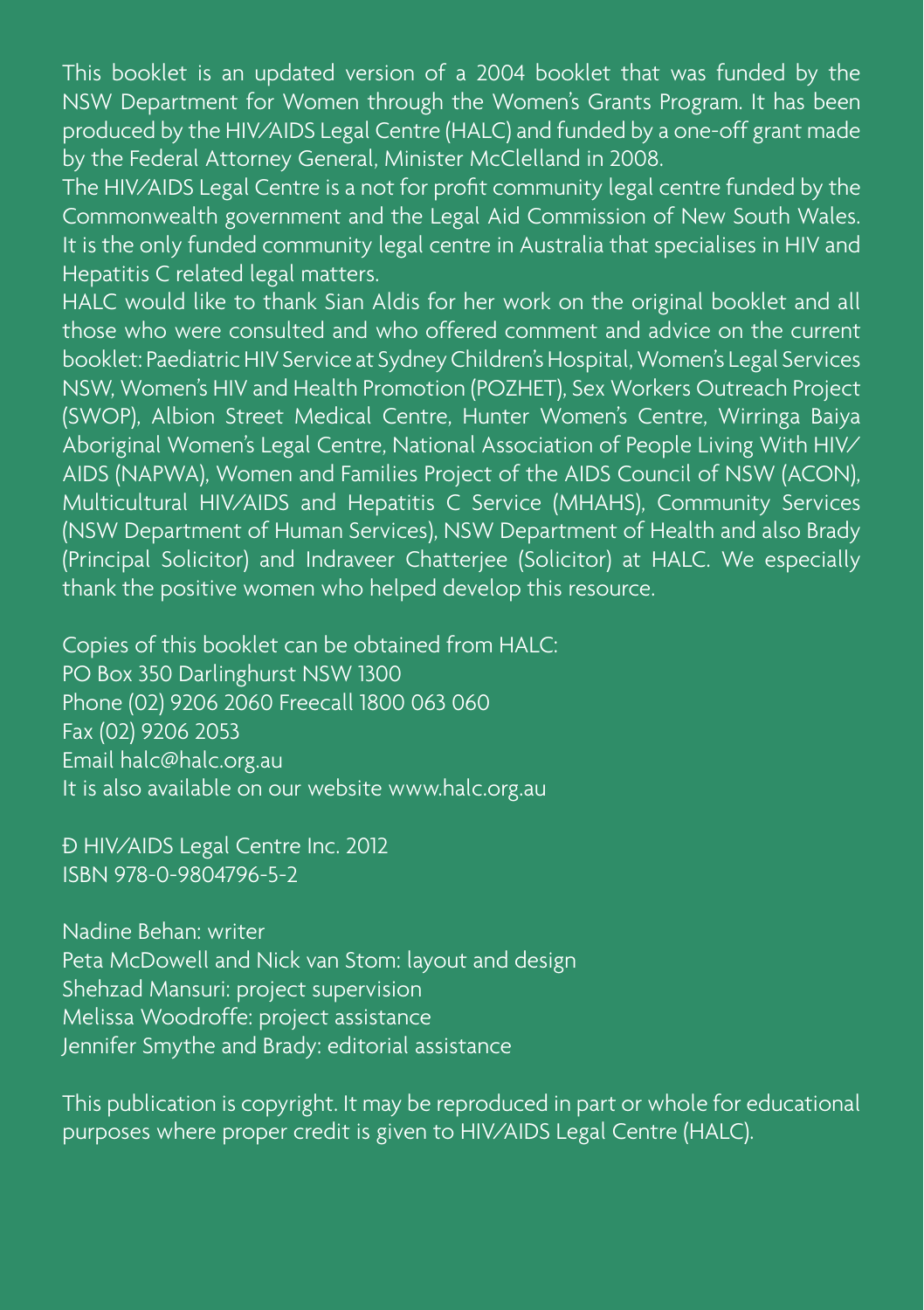This booklet is an updated version of a 2004 booklet that was funded by the NSW Department for Women through the Women's Grants Program. It has been produced by the HIV/AIDS Legal Centre (HALC) and funded by a one-off grant made by the Federal Attorney General, Minister McClelland in 2008.

The HIV/AIDS Legal Centre is a not for profit community legal centre funded by the Commonwealth government and the Legal Aid Commission of New South Wales. It is the only funded community legal centre in Australia that specialises in HIV and Hepatitis C related legal matters.

HALC would like to thank Sian Aldis for her work on the original booklet and all those who were consulted and who offered comment and advice on the current booklet: Paediatric HIV Service at Sydney Children's Hospital, Women's Legal Services NSW, Women's HIV and Health Promotion (POZHET), Sex Workers Outreach Project (SWOP), Albion Street Medical Centre, Hunter Women's Centre, Wirringa Baiya Aboriginal Women's Legal Centre, National Association of People Living With HIV/AIDS (NAPWA), Women and Families Project of the AIDS Council of NSW (ACON), Multicultural HIV/AIDS and Hepatitis C Service (MHAHS), Community Services (NSW Department of Human Services), NSW Department of Health and also Brady (Principal Solicitor) and Indraveer Chatterjee (Solicitor) at HALC. We especially thank the positive women who helped develop this resource.

Copies of this booklet can be obtained from HALC:
PO Box 350 Darlinghurst NSW 1300
Phone (02) 9206 2060 Freecall 1800 063 060
Fax (02) 9206 2053
Email halc@halc.org.au
It is also available on our website www.halc.org.au

Ð HIV/AIDS Legal Centre Inc. 2012
ISBN 978-0-9804796-5-2

Nadine Behan: writer
Peta McDowell and Nick van Stom: layout and design
Shehzad Mansuri: project supervision
Melissa Woodroffe: project assistance
Jennifer Smythe and Brady: editorial assistance

This publication is copyright. It may be reproduced in part or whole for educational purposes where proper credit is given to HIV/AIDS Legal Centre (HALC).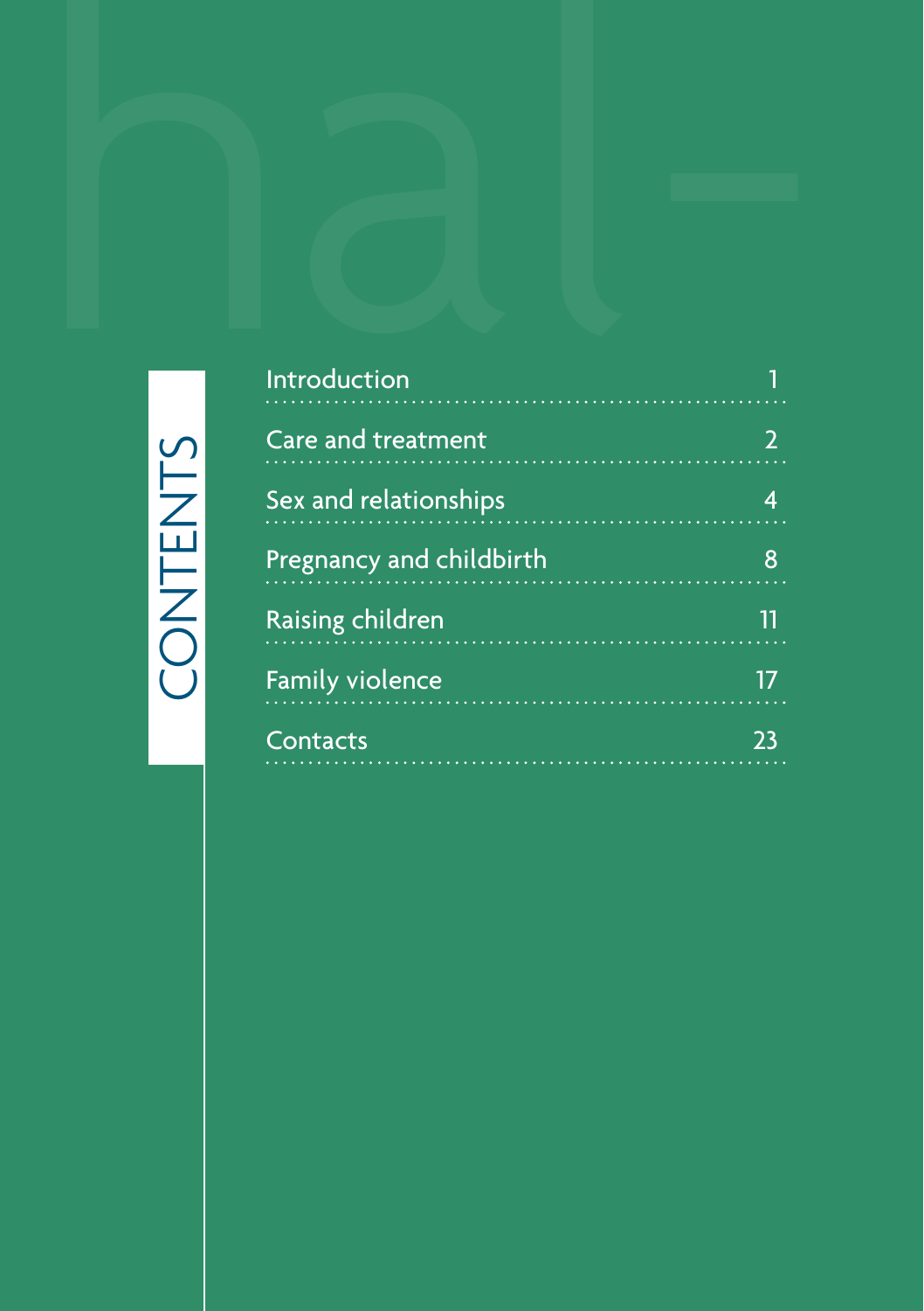# CONTENTS

| | |
|---|---|
| Introduction | 1 |
| Care and treatment | 2 |
| Sex and relationships | 4 |
| Pregnancy and childbirth | 8 |
| Raising children | 11 |
| Family violence | 17 |
| Contacts | 23 |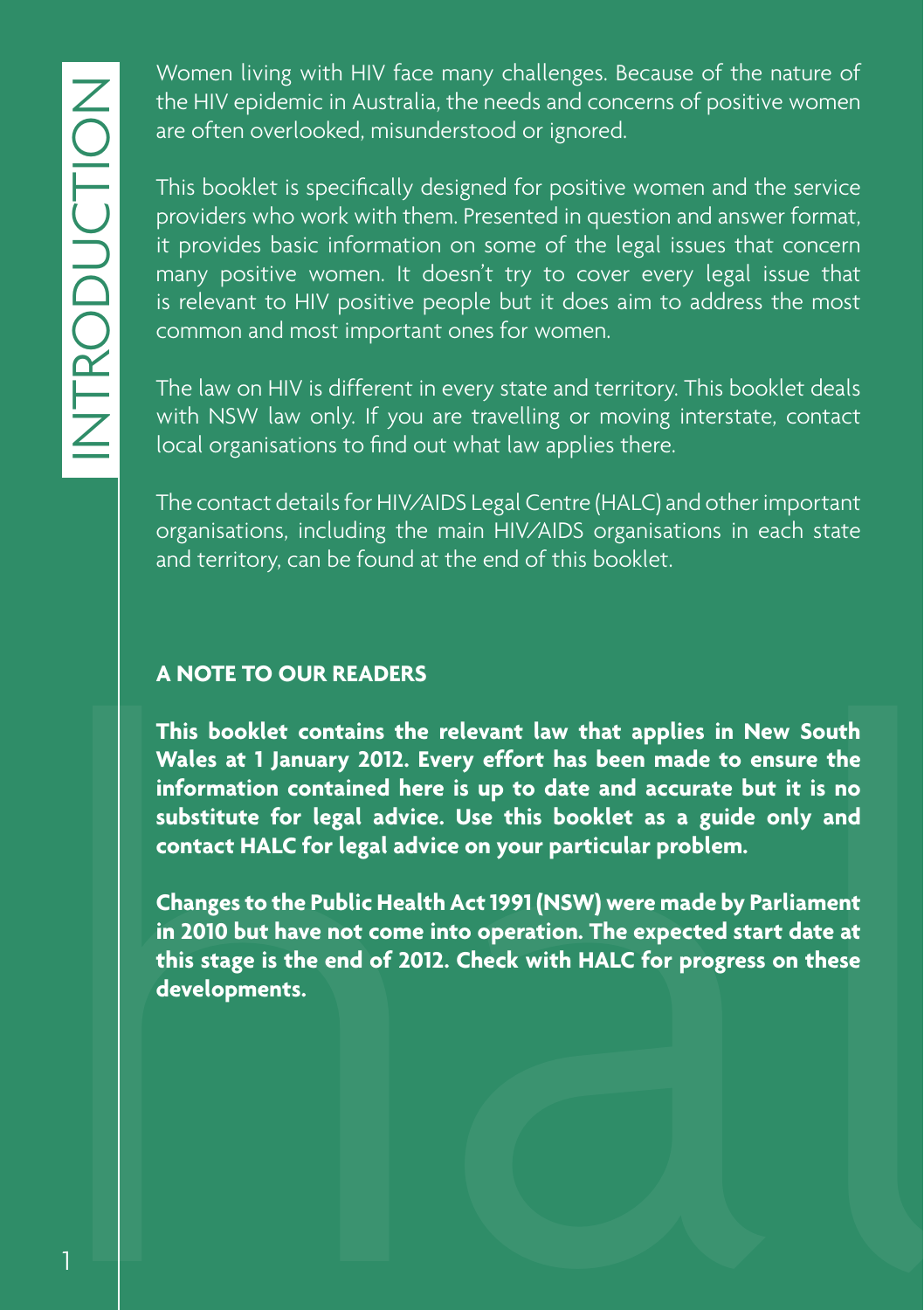# INTRODUCTION

Women living with HIV face many challenges. Because of the nature of the HIV epidemic in Australia, the needs and concerns of positive women are often overlooked, misunderstood or ignored.

This booklet is specifically designed for positive women and the service providers who work with them. Presented in question and answer format, it provides basic information on some of the legal issues that concern many positive women. It doesn't try to cover every legal issue that is relevant to HIV positive people but it does aim to address the most common and most important ones for women.

The law on HIV is different in every state and territory. This booklet deals with NSW law only. If you are travelling or moving interstate, contact local organisations to find out what law applies there.

The contact details for HIV/AIDS Legal Centre (HALC) and other important organisations, including the main HIV/AIDS organisations in each state and territory, can be found at the end of this booklet.

**A NOTE TO OUR READERS**

**This booklet contains the relevant law that applies in New South Wales at 1 January 2012. Every effort has been made to ensure the information contained here is up to date and accurate but it is no substitute for legal advice. Use this booklet as a guide only and contact HALC for legal advice on your particular problem.**

**Changes to the Public Health Act 1991 (NSW) were made by Parliament in 2010 but have not come into operation. The expected start date at this stage is the end of 2012. Check with HALC for progress on these developments.**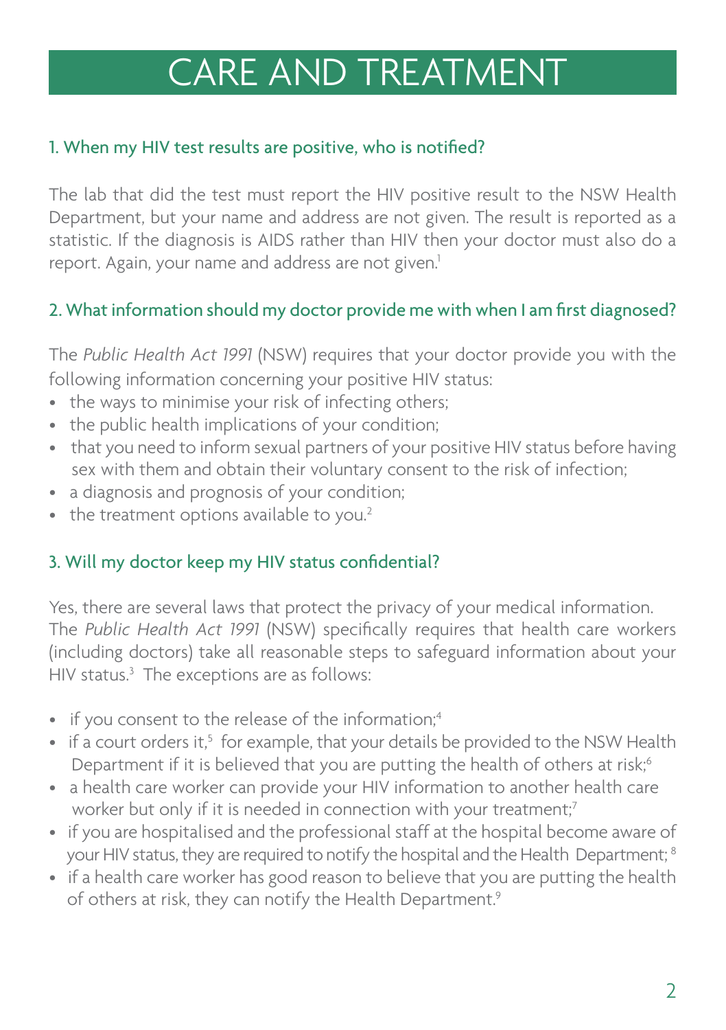# CARE AND TREATMENT

### 1. When my HIV test results are positive, who is notified?

The lab that did the test must report the HIV positive result to the NSW Health Department, but your name and address are not given. The result is reported as a statistic. If the diagnosis is AIDS rather than HIV then your doctor must also do a report. Again, your name and address are not given.[1]

### 2. What information should my doctor provide me with when I am first diagnosed?

The *Public Health Act 1991* (NSW) requires that your doctor provide you with the following information concerning your positive HIV status:

- the ways to minimise your risk of infecting others;
- the public health implications of your condition;
- that you need to inform sexual partners of your positive HIV status before having sex with them and obtain their voluntary consent to the risk of infection;
- a diagnosis and prognosis of your condition;
- the treatment options available to you.[2]

### 3. Will my doctor keep my HIV status confidential?

Yes, there are several laws that protect the privacy of your medical information. The *Public Health Act 1991* (NSW) specifically requires that health care workers (including doctors) take all reasonable steps to safeguard information about your HIV status.[3] The exceptions are as follows:

- if you consent to the release of the information;[4]
- if a court orders it,[5] for example, that your details be provided to the NSW Health Department if it is believed that you are putting the health of others at risk;[6]
- a health care worker can provide your HIV information to another health care worker but only if it is needed in connection with your treatment;[7]
- if you are hospitalised and the professional staff at the hospital become aware of your HIV status, they are required to notify the hospital and the Health Department;[8]
- if a health care worker has good reason to believe that you are putting the health of others at risk, they can notify the Health Department.[9]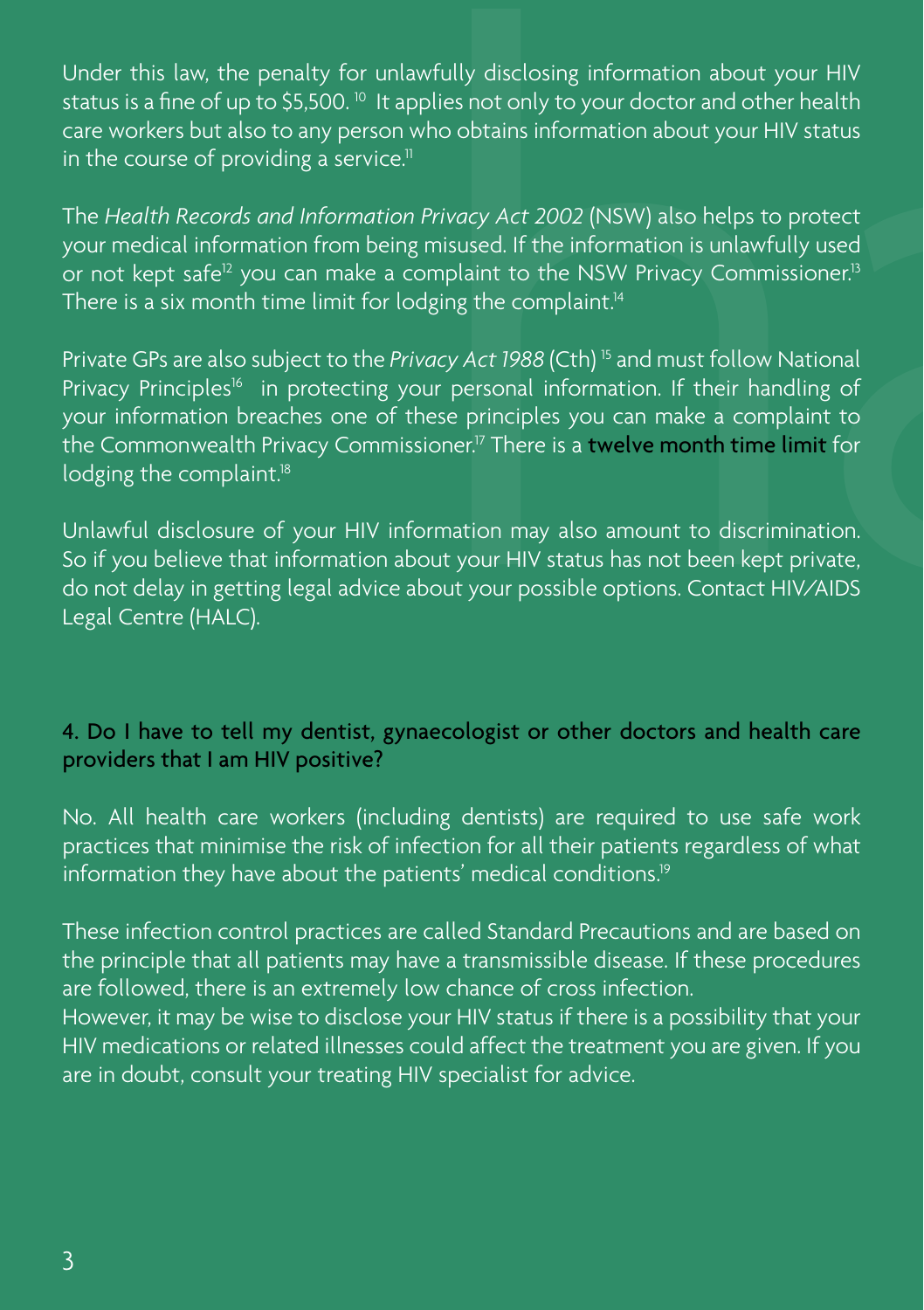Under this law, the penalty for unlawfully disclosing information about your HIV status is a fine of up to $5,500.[10] It applies not only to your doctor and other health care workers but also to any person who obtains information about your HIV status in the course of providing a service.[11]

The *Health Records and Information Privacy Act 2002* (NSW) also helps to protect your medical information from being misused. If the information is unlawfully used or not kept safe[12] you can make a complaint to the NSW Privacy Commissioner.[13] There is a six month time limit for lodging the complaint.[14]

Private GPs are also subject to the *Privacy Act 1988* (Cth)[15] and must follow National Privacy Principles[16] in protecting your personal information. If their handling of your information breaches one of these principles you can make a complaint to the Commonwealth Privacy Commissioner.[17] There is a twelve month time limit for lodging the complaint.[18]

Unlawful disclosure of your HIV information may also amount to discrimination. So if you believe that information about your HIV status has not been kept private, do not delay in getting legal advice about your possible options. Contact HIV/AIDS Legal Centre (HALC).

## 4. Do I have to tell my dentist, gynaecologist or other doctors and health care providers that I am HIV positive?

No. All health care workers (including dentists) are required to use safe work practices that minimise the risk of infection for all their patients regardless of what information they have about the patients' medical conditions.[19]

These infection control practices are called Standard Precautions and are based on the principle that all patients may have a transmissible disease. If these procedures are followed, there is an extremely low chance of cross infection.
However, it may be wise to disclose your HIV status if there is a possibility that your HIV medications or related illnesses could affect the treatment you are given. If you are in doubt, consult your treating HIV specialist for advice.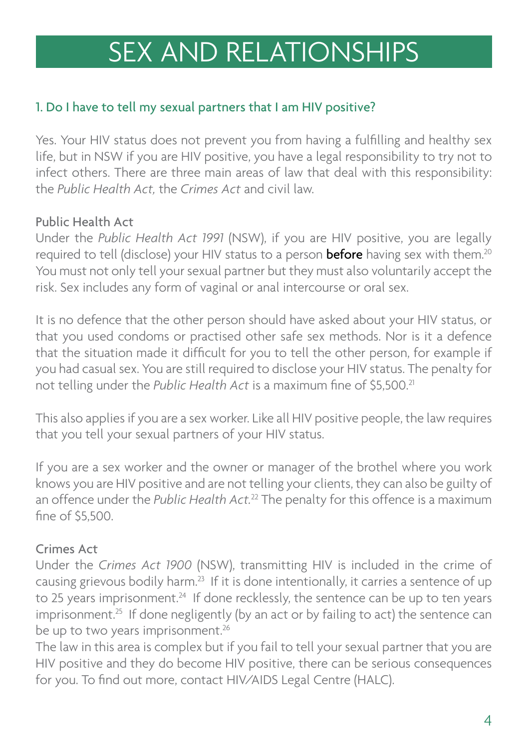# SEX AND RELATIONSHIPS

## 1. Do I have to tell my sexual partners that I am HIV positive?

Yes. Your HIV status does not prevent you from having a fulfilling and healthy sex life, but in NSW if you are HIV positive, you have a legal responsibility to try not to infect others. There are three main areas of law that deal with this responsibility: the *Public Health Act,* the *Crimes Act* and civil law.

### Public Health Act

Under the *Public Health Act 1991* (NSW), if you are HIV positive, you are legally required to tell (disclose) your HIV status to a person **before** having sex with them.[20] You must not only tell your sexual partner but they must also voluntarily accept the risk. Sex includes any form of vaginal or anal intercourse or oral sex.

It is no defence that the other person should have asked about your HIV status, or that you used condoms or practised other safe sex methods. Nor is it a defence that the situation made it difficult for you to tell the other person, for example if you had casual sex. You are still required to disclose your HIV status. The penalty for not telling under the *Public Health Act* is a maximum fine of $5,500.[21]

This also applies if you are a sex worker. Like all HIV positive people, the law requires that you tell your sexual partners of your HIV status.

If you are a sex worker and the owner or manager of the brothel where you work knows you are HIV positive and are not telling your clients, they can also be guilty of an offence under the *Public Health Act*.[22] The penalty for this offence is a maximum fine of $5,500.

### Crimes Act

Under the *Crimes Act 1900* (NSW), transmitting HIV is included in the crime of causing grievous bodily harm.[23] If it is done intentionally, it carries a sentence of up to 25 years imprisonment.[24] If done recklessly, the sentence can be up to ten years imprisonment.[25] If done negligently (by an act or by failing to act) the sentence can be up to two years imprisonment.[26]

The law in this area is complex but if you fail to tell your sexual partner that you are HIV positive and they do become HIV positive, there can be serious consequences for you. To find out more, contact HIV/AIDS Legal Centre (HALC).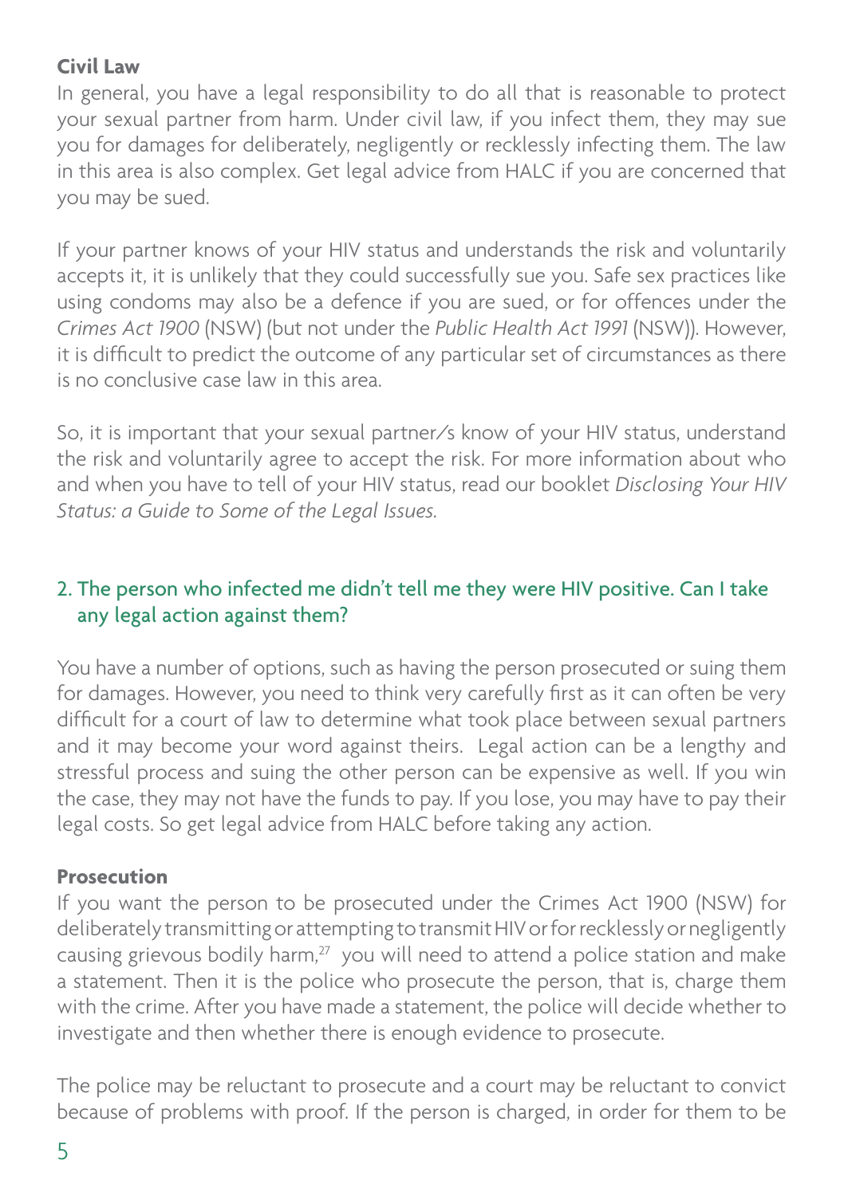**Civil Law**

In general, you have a legal responsibility to do all that is reasonable to protect your sexual partner from harm. Under civil law, if you infect them, they may sue you for damages for deliberately, negligently or recklessly infecting them. The law in this area is also complex. Get legal advice from HALC if you are concerned that you may be sued.

If your partner knows of your HIV status and understands the risk and voluntarily accepts it, it is unlikely that they could successfully sue you. Safe sex practices like using condoms may also be a defence if you are sued, or for offences under the *Crimes Act 1900* (NSW) (but not under the *Public Health Act 1991* (NSW)). However, it is difficult to predict the outcome of any particular set of circumstances as there is no conclusive case law in this area.

So, it is important that your sexual partner/s know of your HIV status, understand the risk and voluntarily agree to accept the risk. For more information about who and when you have to tell of your HIV status, read our booklet *Disclosing Your HIV Status: a Guide to Some of the Legal Issues.*

## 2. The person who infected me didn't tell me they were HIV positive. Can I take any legal action against them?

You have a number of options, such as having the person prosecuted or suing them for damages. However, you need to think very carefully first as it can often be very difficult for a court of law to determine what took place between sexual partners and it may become your word against theirs. Legal action can be a lengthy and stressful process and suing the other person can be expensive as well. If you win the case, they may not have the funds to pay. If you lose, you may have to pay their legal costs. So get legal advice from HALC before taking any action.

**Prosecution**

If you want the person to be prosecuted under the Crimes Act 1900 (NSW) for deliberately transmitting or attempting to transmit HIV or for recklessly or negligently causing grievous bodily harm,[27] you will need to attend a police station and make a statement. Then it is the police who prosecute the person, that is, charge them with the crime. After you have made a statement, the police will decide whether to investigate and then whether there is enough evidence to prosecute.

The police may be reluctant to prosecute and a court may be reluctant to convict because of problems with proof. If the person is charged, in order for them to be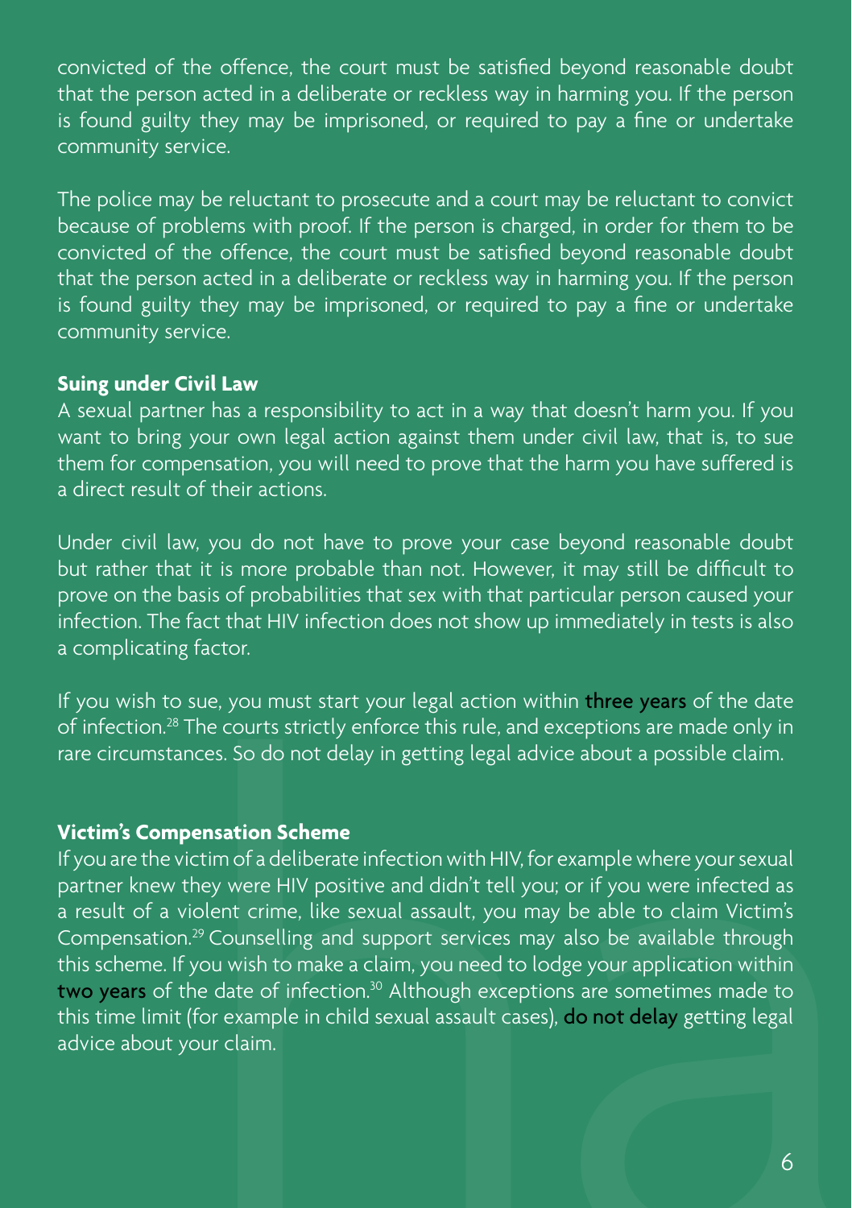convicted of the offence, the court must be satisfied beyond reasonable doubt that the person acted in a deliberate or reckless way in harming you. If the person is found guilty they may be imprisoned, or required to pay a fine or undertake community service.

The police may be reluctant to prosecute and a court may be reluctant to convict because of problems with proof. If the person is charged, in order for them to be convicted of the offence, the court must be satisfied beyond reasonable doubt that the person acted in a deliberate or reckless way in harming you. If the person is found guilty they may be imprisoned, or required to pay a fine or undertake community service.

**Suing under Civil Law**

A sexual partner has a responsibility to act in a way that doesn't harm you. If you want to bring your own legal action against them under civil law, that is, to sue them for compensation, you will need to prove that the harm you have suffered is a direct result of their actions.

Under civil law, you do not have to prove your case beyond reasonable doubt but rather that it is more probable than not. However, it may still be difficult to prove on the basis of probabilities that sex with that particular person caused your infection. The fact that HIV infection does not show up immediately in tests is also a complicating factor.

If you wish to sue, you must start your legal action within three years of the date of infection.[28] The courts strictly enforce this rule, and exceptions are made only in rare circumstances. So do not delay in getting legal advice about a possible claim.

**Victim's Compensation Scheme**

If you are the victim of a deliberate infection with HIV, for example where your sexual partner knew they were HIV positive and didn't tell you; or if you were infected as a result of a violent crime, like sexual assault, you may be able to claim Victim's Compensation.[29] Counselling and support services may also be available through this scheme. If you wish to make a claim, you need to lodge your application within two years of the date of infection.[30] Although exceptions are sometimes made to this time limit (for example in child sexual assault cases), do not delay getting legal advice about your claim.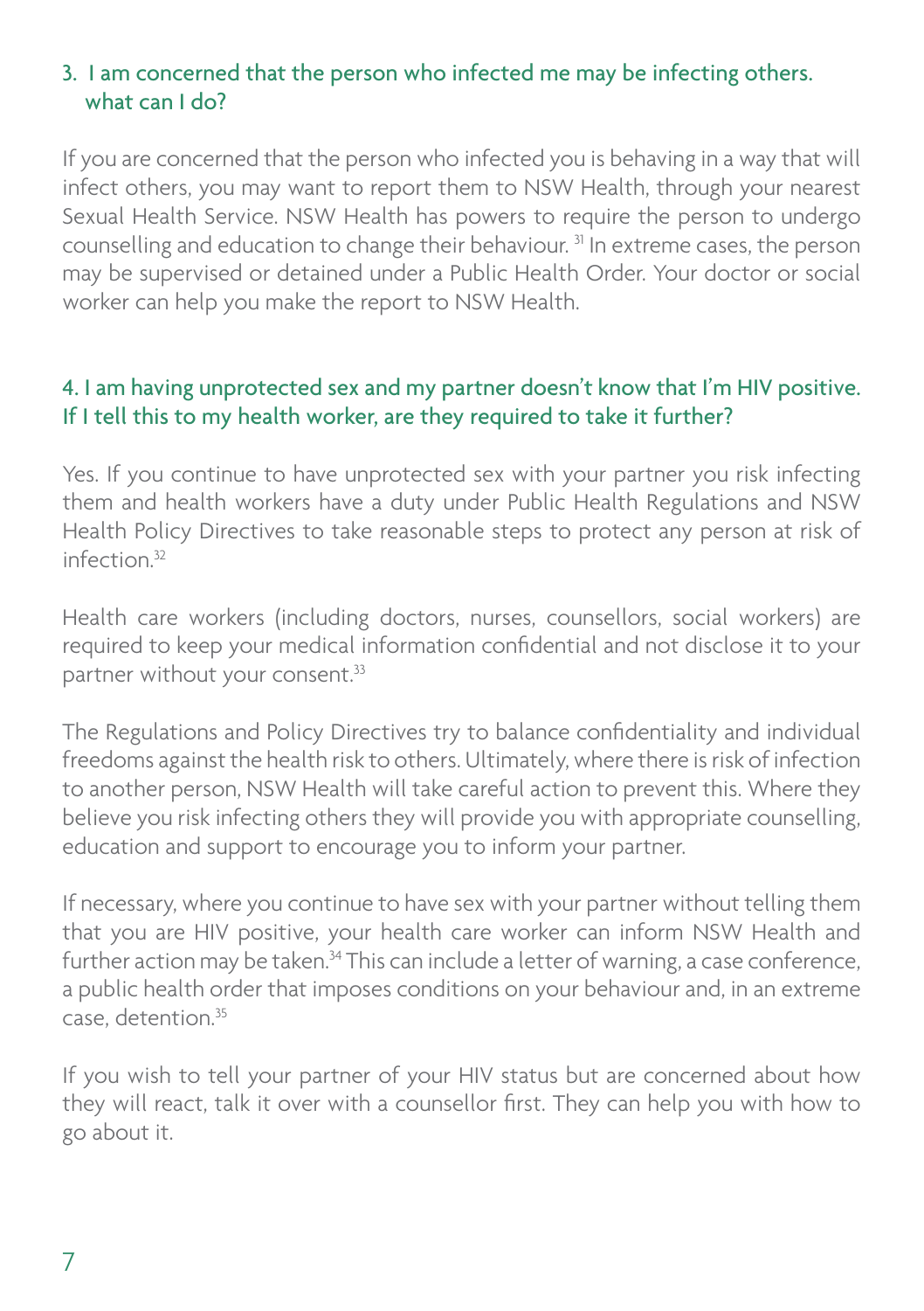### 3. I am concerned that the person who infected me may be infecting others. what can I do?

If you are concerned that the person who infected you is behaving in a way that will infect others, you may want to report them to NSW Health, through your nearest Sexual Health Service. NSW Health has powers to require the person to undergo counselling and education to change their behaviour.[31] In extreme cases, the person may be supervised or detained under a Public Health Order. Your doctor or social worker can help you make the report to NSW Health.

### 4. I am having unprotected sex and my partner doesn't know that I'm HIV positive. If I tell this to my health worker, are they required to take it further?

Yes. If you continue to have unprotected sex with your partner you risk infecting them and health workers have a duty under Public Health Regulations and NSW Health Policy Directives to take reasonable steps to protect any person at risk of infection.[32]

Health care workers (including doctors, nurses, counsellors, social workers) are required to keep your medical information confidential and not disclose it to your partner without your consent.[33]

The Regulations and Policy Directives try to balance confidentiality and individual freedoms against the health risk to others. Ultimately, where there is risk of infection to another person, NSW Health will take careful action to prevent this. Where they believe you risk infecting others they will provide you with appropriate counselling, education and support to encourage you to inform your partner.

If necessary, where you continue to have sex with your partner without telling them that you are HIV positive, your health care worker can inform NSW Health and further action may be taken.[34] This can include a letter of warning, a case conference, a public health order that imposes conditions on your behaviour and, in an extreme case, detention.[35]

If you wish to tell your partner of your HIV status but are concerned about how they will react, talk it over with a counsellor first. They can help you with how to go about it.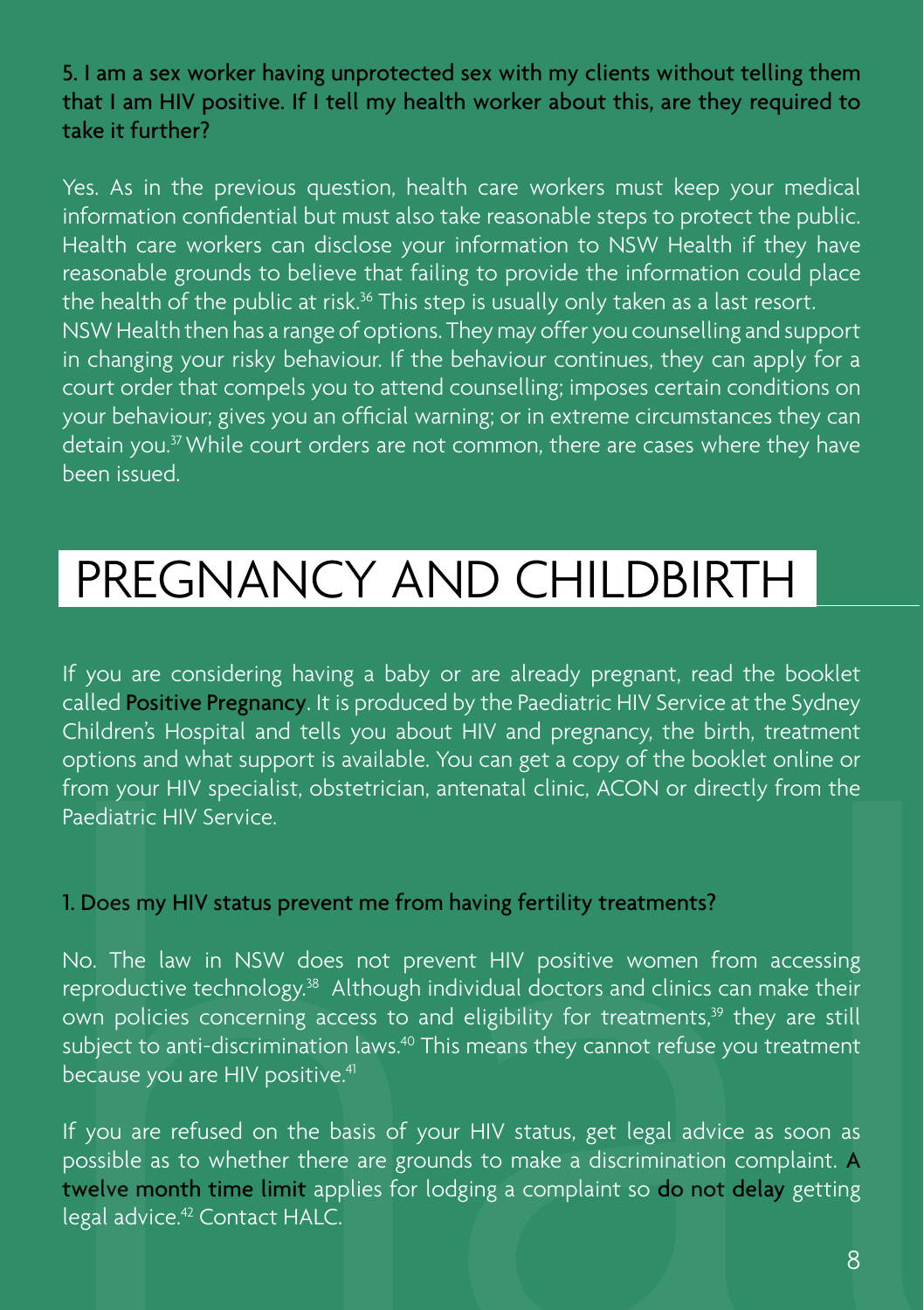### 5. I am a sex worker having unprotected sex with my clients without telling them that I am HIV positive. If I tell my health worker about this, are they required to take it further?

Yes. As in the previous question, health care workers must keep your medical information confidential but must also take reasonable steps to protect the public. Health care workers can disclose your information to NSW Health if they have reasonable grounds to believe that failing to provide the information could place the health of the public at risk.[36] This step is usually only taken as a last resort.

NSW Health then has a range of options. They may offer you counselling and support in changing your risky behaviour. If the behaviour continues, they can apply for a court order that compels you to attend counselling; imposes certain conditions on your behaviour; gives you an official warning; or in extreme circumstances they can detain you.[37] While court orders are not common, there are cases where they have been issued.

# PREGNANCY AND CHILDBIRTH

If you are considering having a baby or are already pregnant, read the booklet called **Positive Pregnancy**. It is produced by the Paediatric HIV Service at the Sydney Children's Hospital and tells you about HIV and pregnancy, the birth, treatment options and what support is available. You can get a copy of the booklet online or from your HIV specialist, obstetrician, antenatal clinic, ACON or directly from the Paediatric HIV Service.

### 1. Does my HIV status prevent me from having fertility treatments?

No. The law in NSW does not prevent HIV positive women from accessing reproductive technology.[38] Although individual doctors and clinics can make their own policies concerning access to and eligibility for treatments,[39] they are still subject to anti-discrimination laws.[40] This means they cannot refuse you treatment because you are HIV positive.[41]

If you are refused on the basis of your HIV status, get legal advice as soon as possible as to whether there are grounds to make a discrimination complaint. **A twelve month time limit** applies for lodging a complaint so **do not delay** getting legal advice.[42] Contact HALC.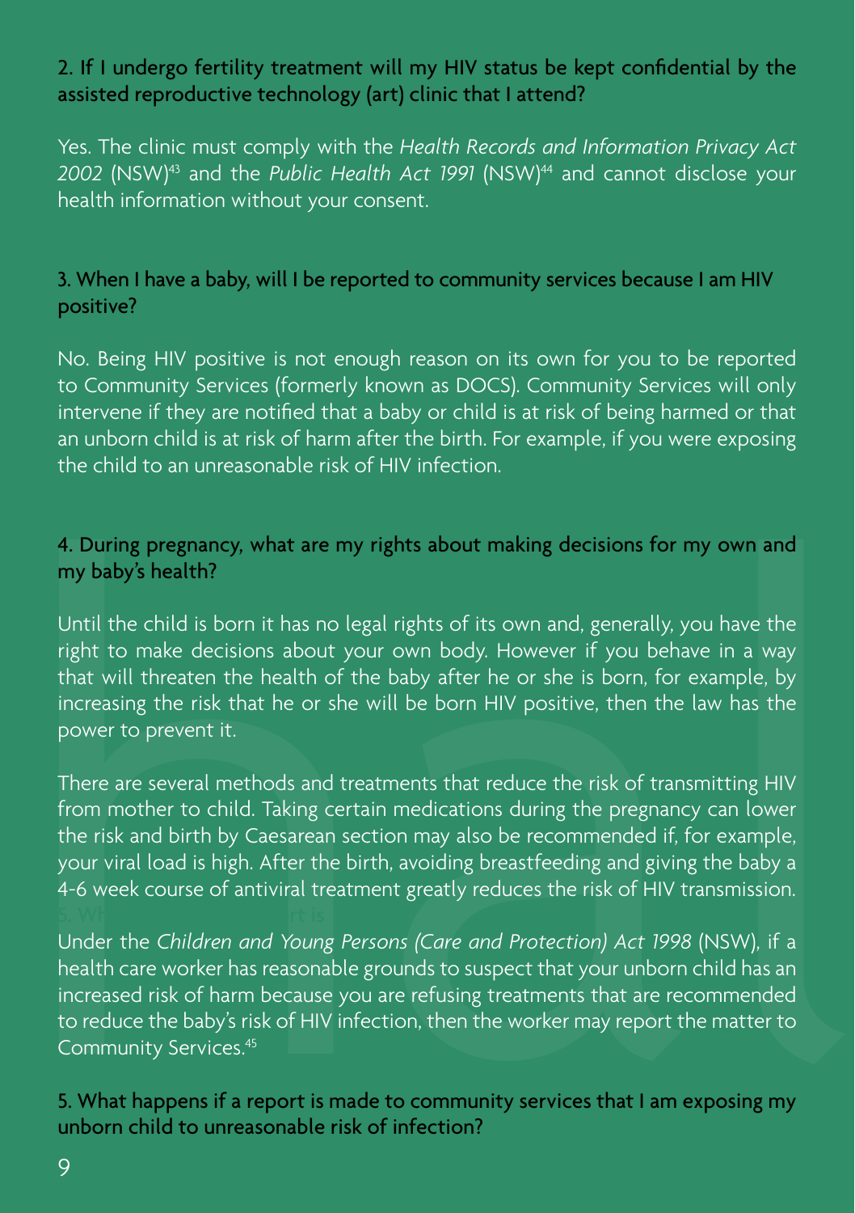## 2. If I undergo fertility treatment will my HIV status be kept confidential by the assisted reproductive technology (art) clinic that I attend?

Yes. The clinic must comply with the *Health Records and Information Privacy Act 2002* (NSW)[43] and the *Public Health Act 1991* (NSW)[44] and cannot disclose your health information without your consent.

## 3. When I have a baby, will I be reported to community services because I am HIV positive?

No. Being HIV positive is not enough reason on its own for you to be reported to Community Services (formerly known as DOCS). Community Services will only intervene if they are notified that a baby or child is at risk of being harmed or that an unborn child is at risk of harm after the birth. For example, if you were exposing the child to an unreasonable risk of HIV infection.

## 4. During pregnancy, what are my rights about making decisions for my own and my baby's health?

Until the child is born it has no legal rights of its own and, generally, you have the right to make decisions about your own body. However if you behave in a way that will threaten the health of the baby after he or she is born, for example, by increasing the risk that he or she will be born HIV positive, then the law has the power to prevent it.

There are several methods and treatments that reduce the risk of transmitting HIV from mother to child. Taking certain medications during the pregnancy can lower the risk and birth by Caesarean section may also be recommended if, for example, your viral load is high. After the birth, avoiding breastfeeding and giving the baby a 4-6 week course of antiviral treatment greatly reduces the risk of HIV transmission.

Under the *Children and Young Persons (Care and Protection) Act 1998* (NSW), if a health care worker has reasonable grounds to suspect that your unborn child has an increased risk of harm because you are refusing treatments that are recommended to reduce the baby's risk of HIV infection, then the worker may report the matter to Community Services.[45]

## 5. What happens if a report is made to community services that I am exposing my unborn child to unreasonable risk of infection?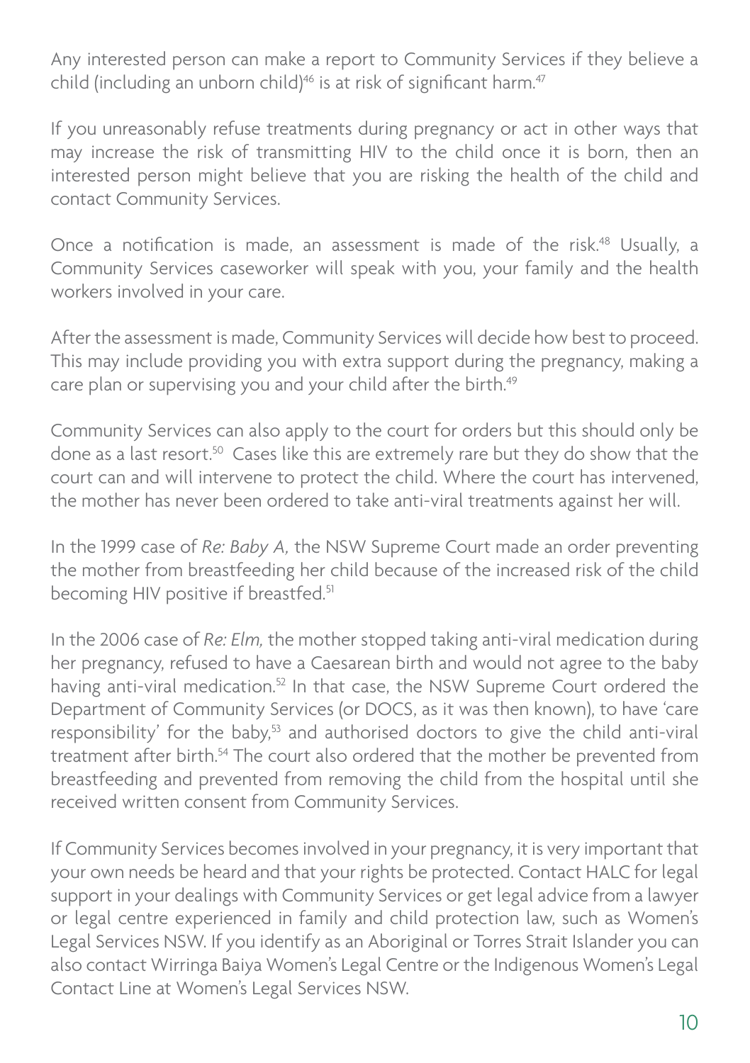Any interested person can make a report to Community Services if they believe a child (including an unborn child)[46] is at risk of significant harm.[47]

If you unreasonably refuse treatments during pregnancy or act in other ways that may increase the risk of transmitting HIV to the child once it is born, then an interested person might believe that you are risking the health of the child and contact Community Services.

Once a notification is made, an assessment is made of the risk.[48] Usually, a Community Services caseworker will speak with you, your family and the health workers involved in your care.

After the assessment is made, Community Services will decide how best to proceed. This may include providing you with extra support during the pregnancy, making a care plan or supervising you and your child after the birth.[49]

Community Services can also apply to the court for orders but this should only be done as a last resort.[50] Cases like this are extremely rare but they do show that the court can and will intervene to protect the child. Where the court has intervened, the mother has never been ordered to take anti-viral treatments against her will.

In the 1999 case of *Re: Baby A,* the NSW Supreme Court made an order preventing the mother from breastfeeding her child because of the increased risk of the child becoming HIV positive if breastfed.[51]

In the 2006 case of *Re: Elm,* the mother stopped taking anti-viral medication during her pregnancy, refused to have a Caesarean birth and would not agree to the baby having anti-viral medication.[52] In that case, the NSW Supreme Court ordered the Department of Community Services (or DOCS, as it was then known), to have 'care responsibility' for the baby,[53] and authorised doctors to give the child anti-viral treatment after birth.[54] The court also ordered that the mother be prevented from breastfeeding and prevented from removing the child from the hospital until she received written consent from Community Services.

If Community Services becomes involved in your pregnancy, it is very important that your own needs be heard and that your rights be protected. Contact HALC for legal support in your dealings with Community Services or get legal advice from a lawyer or legal centre experienced in family and child protection law, such as Women's Legal Services NSW. If you identify as an Aboriginal or Torres Strait Islander you can also contact Wirringa Baiya Women's Legal Centre or the Indigenous Women's Legal Contact Line at Women's Legal Services NSW.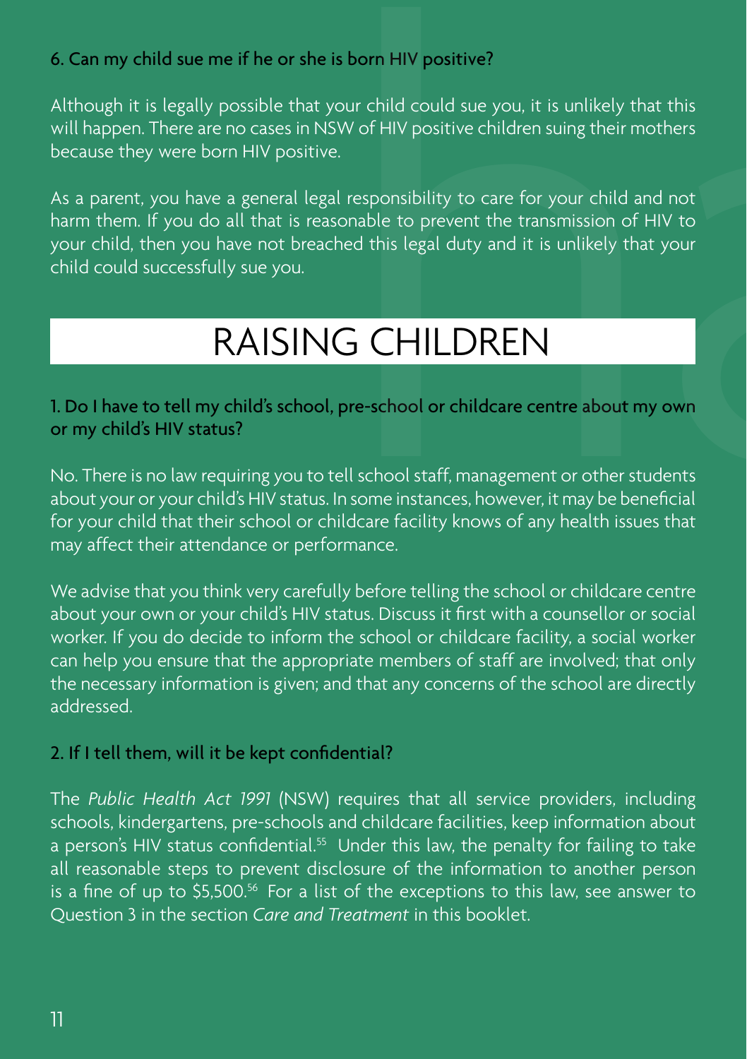6. Can my child sue me if he or she is born HIV positive?

Although it is legally possible that your child could sue you, it is unlikely that this will happen. There are no cases in NSW of HIV positive children suing their mothers because they were born HIV positive.

As a parent, you have a general legal responsibility to care for your child and not harm them. If you do all that is reasonable to prevent the transmission of HIV to your child, then you have not breached this legal duty and it is unlikely that your child could successfully sue you.

# RAISING CHILDREN

1. Do I have to tell my child's school, pre-school or childcare centre about my own or my child's HIV status?

No. There is no law requiring you to tell school staff, management or other students about your or your child's HIV status. In some instances, however, it may be beneficial for your child that their school or childcare facility knows of any health issues that may affect their attendance or performance.

We advise that you think very carefully before telling the school or childcare centre about your own or your child's HIV status. Discuss it first with a counsellor or social worker. If you do decide to inform the school or childcare facility, a social worker can help you ensure that the appropriate members of staff are involved; that only the necessary information is given; and that any concerns of the school are directly addressed.

2. If I tell them, will it be kept confidential?

The *Public Health Act 1991* (NSW) requires that all service providers, including schools, kindergartens, pre-schools and childcare facilities, keep information about a person's HIV status confidential.[55] Under this law, the penalty for failing to take all reasonable steps to prevent disclosure of the information to another person is a fine of up to $5,500.[56] For a list of the exceptions to this law, see answer to Question 3 in the section *Care and Treatment* in this booklet.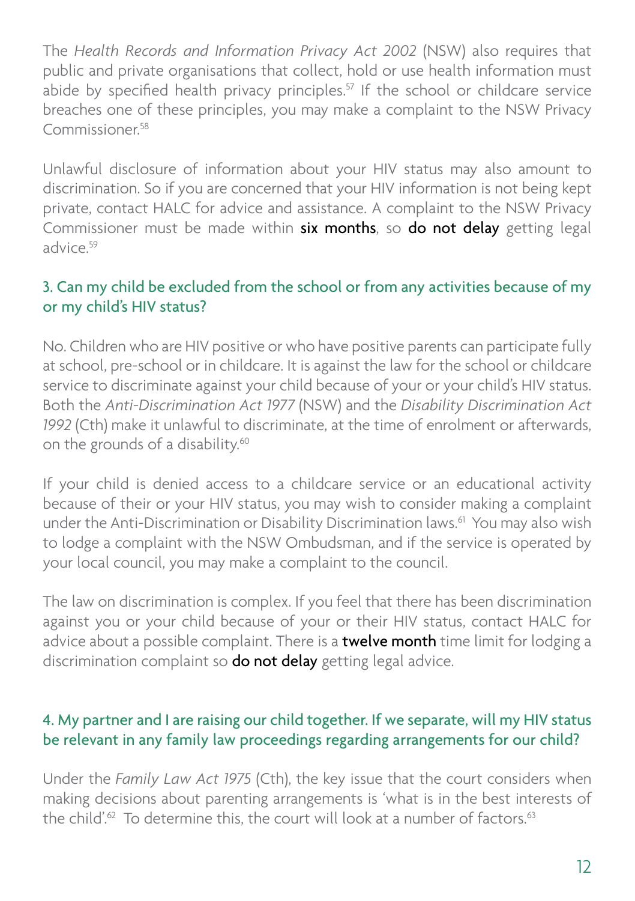The *Health Records and Information Privacy Act 2002* (NSW) also requires that public and private organisations that collect, hold or use health information must abide by specified health privacy principles.[57] If the school or childcare service breaches one of these principles, you may make a complaint to the NSW Privacy Commissioner.[58]

Unlawful disclosure of information about your HIV status may also amount to discrimination. So if you are concerned that your HIV information is not being kept private, contact HALC for advice and assistance. A complaint to the NSW Privacy Commissioner must be made within **six months**, so **do not delay** getting legal advice.[59]

### 3. Can my child be excluded from the school or from any activities because of my or my child's HIV status?

No. Children who are HIV positive or who have positive parents can participate fully at school, pre-school or in childcare. It is against the law for the school or childcare service to discriminate against your child because of your or your child's HIV status. Both the *Anti-Discrimination Act 1977* (NSW) and the *Disability Discrimination Act 1992* (Cth) make it unlawful to discriminate, at the time of enrolment or afterwards, on the grounds of a disability.[60]

If your child is denied access to a childcare service or an educational activity because of their or your HIV status, you may wish to consider making a complaint under the Anti-Discrimination or Disability Discrimination laws.[61] You may also wish to lodge a complaint with the NSW Ombudsman, and if the service is operated by your local council, you may make a complaint to the council.

The law on discrimination is complex. If you feel that there has been discrimination against you or your child because of your or their HIV status, contact HALC for advice about a possible complaint. There is a **twelve month** time limit for lodging a discrimination complaint so **do not delay** getting legal advice.

### 4. My partner and I are raising our child together. If we separate, will my HIV status be relevant in any family law proceedings regarding arrangements for our child?

Under the *Family Law Act 1975* (Cth), the key issue that the court considers when making decisions about parenting arrangements is 'what is in the best interests of the child'.[62] To determine this, the court will look at a number of factors.[63]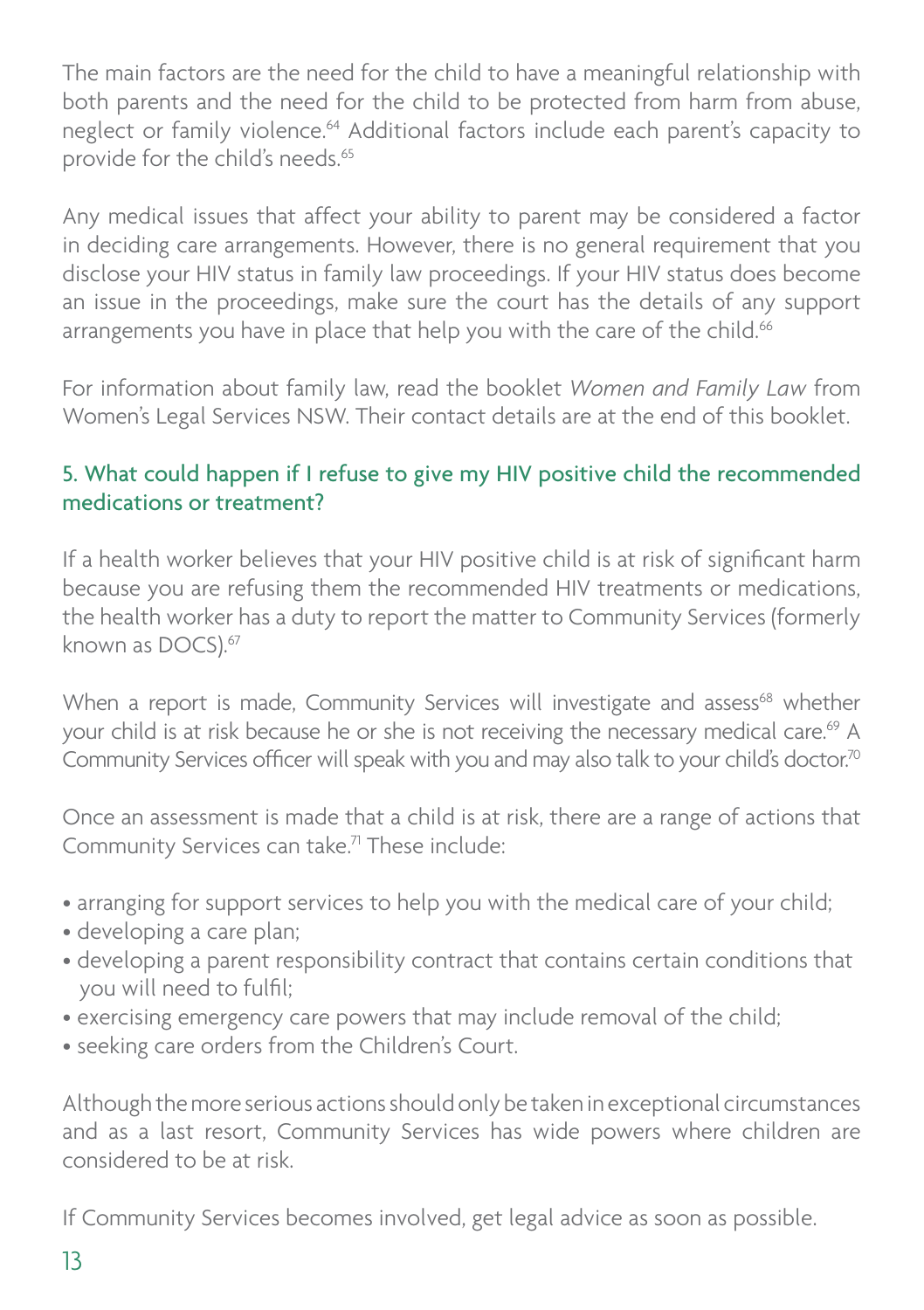The main factors are the need for the child to have a meaningful relationship with both parents and the need for the child to be protected from harm from abuse, neglect or family violence.[64] Additional factors include each parent's capacity to provide for the child's needs.[65]

Any medical issues that affect your ability to parent may be considered a factor in deciding care arrangements. However, there is no general requirement that you disclose your HIV status in family law proceedings. If your HIV status does become an issue in the proceedings, make sure the court has the details of any support arrangements you have in place that help you with the care of the child.[66]

For information about family law, read the booklet *Women and Family Law* from Women's Legal Services NSW. Their contact details are at the end of this booklet.

### 5. What could happen if I refuse to give my HIV positive child the recommended medications or treatment?

If a health worker believes that your HIV positive child is at risk of significant harm because you are refusing them the recommended HIV treatments or medications, the health worker has a duty to report the matter to Community Services (formerly known as DOCS).[67]

When a report is made, Community Services will investigate and assess[68] whether your child is at risk because he or she is not receiving the necessary medical care.[69] A Community Services officer will speak with you and may also talk to your child's doctor.[70]

Once an assessment is made that a child is at risk, there are a range of actions that Community Services can take.[71] These include:

- arranging for support services to help you with the medical care of your child;
- developing a care plan;
- developing a parent responsibility contract that contains certain conditions that you will need to fulfil;
- exercising emergency care powers that may include removal of the child;
- seeking care orders from the Children's Court.

Although the more serious actions should only be taken in exceptional circumstances and as a last resort, Community Services has wide powers where children are considered to be at risk.

If Community Services becomes involved, get legal advice as soon as possible.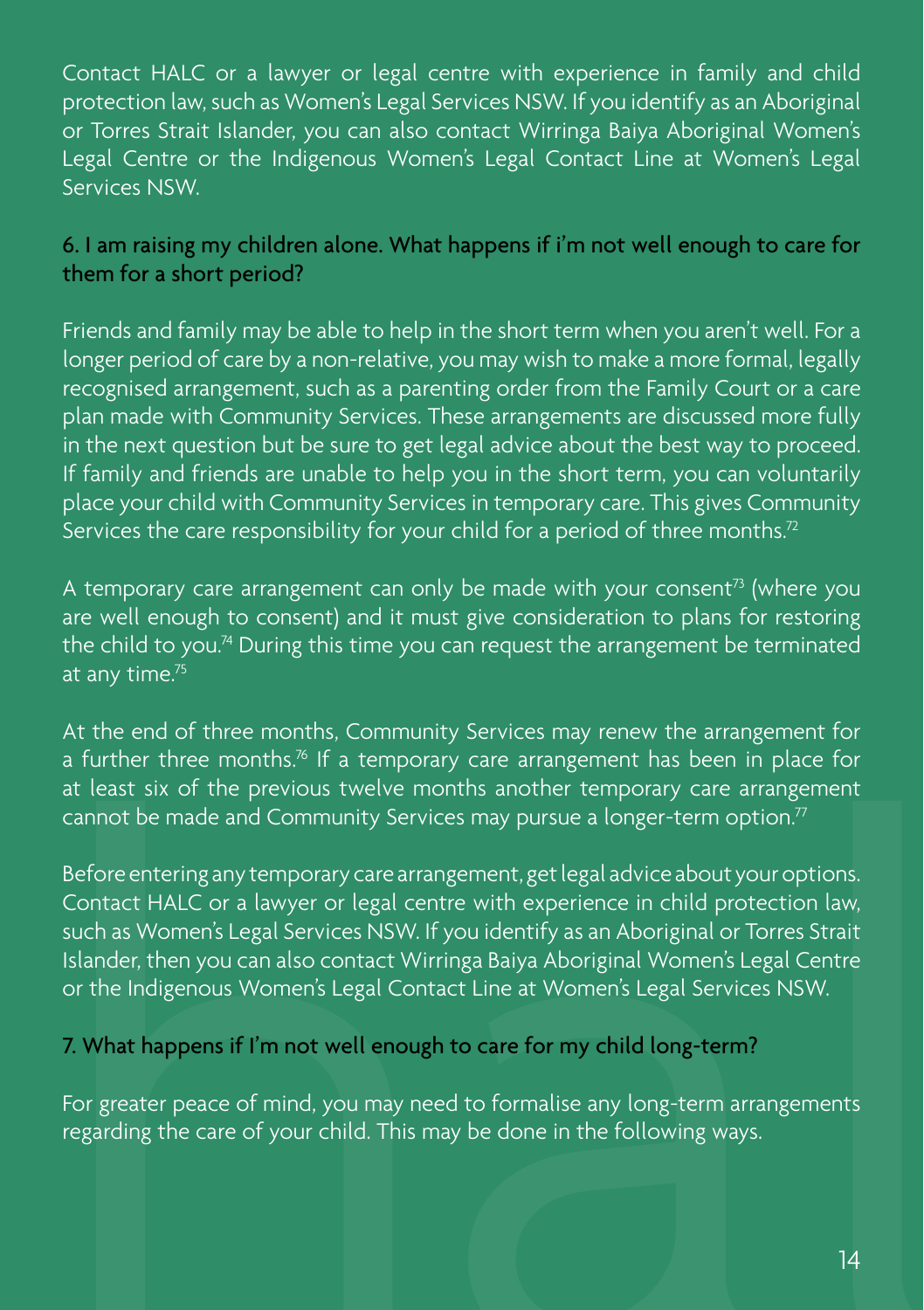Contact HALC or a lawyer or legal centre with experience in family and child protection law, such as Women's Legal Services NSW. If you identify as an Aboriginal or Torres Strait Islander, you can also contact Wirringa Baiya Aboriginal Women's Legal Centre or the Indigenous Women's Legal Contact Line at Women's Legal Services NSW.

### 6. I am raising my children alone. What happens if i'm not well enough to care for them for a short period?

Friends and family may be able to help in the short term when you aren't well. For a longer period of care by a non-relative, you may wish to make a more formal, legally recognised arrangement, such as a parenting order from the Family Court or a care plan made with Community Services. These arrangements are discussed more fully in the next question but be sure to get legal advice about the best way to proceed. If family and friends are unable to help you in the short term, you can voluntarily place your child with Community Services in temporary care. This gives Community Services the care responsibility for your child for a period of three months.[72]

A temporary care arrangement can only be made with your consent[73] (where you are well enough to consent) and it must give consideration to plans for restoring the child to you.[74] During this time you can request the arrangement be terminated at any time.[75]

At the end of three months, Community Services may renew the arrangement for a further three months.[76] If a temporary care arrangement has been in place for at least six of the previous twelve months another temporary care arrangement cannot be made and Community Services may pursue a longer-term option.[77]

Before entering any temporary care arrangement, get legal advice about your options. Contact HALC or a lawyer or legal centre with experience in child protection law, such as Women's Legal Services NSW. If you identify as an Aboriginal or Torres Strait Islander, then you can also contact Wirringa Baiya Aboriginal Women's Legal Centre or the Indigenous Women's Legal Contact Line at Women's Legal Services NSW.

### 7. What happens if I'm not well enough to care for my child long-term?

For greater peace of mind, you may need to formalise any long-term arrangements regarding the care of your child. This may be done in the following ways.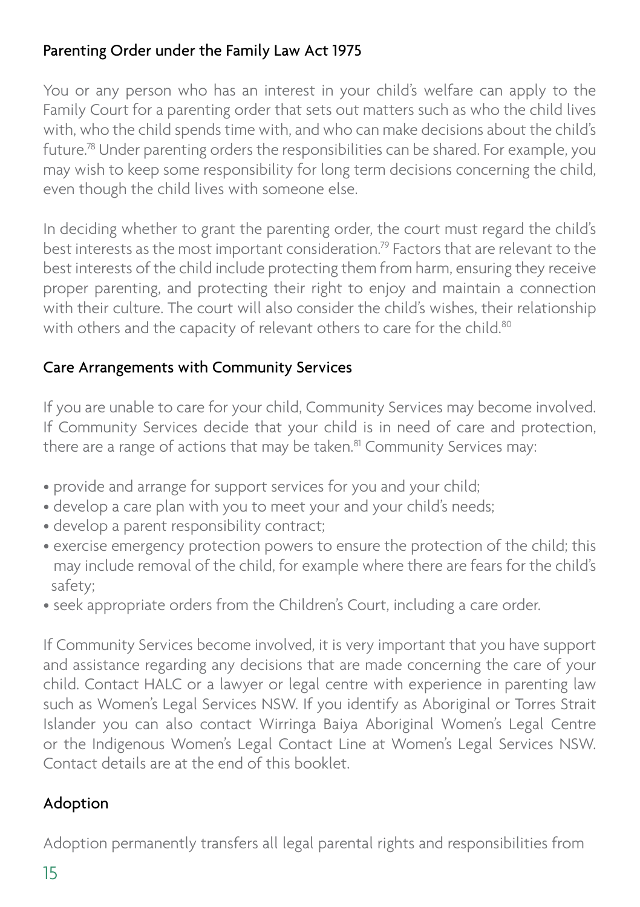## Parenting Order under the Family Law Act 1975

You or any person who has an interest in your child's welfare can apply to the Family Court for a parenting order that sets out matters such as who the child lives with, who the child spends time with, and who can make decisions about the child's future.[78] Under parenting orders the responsibilities can be shared. For example, you may wish to keep some responsibility for long term decisions concerning the child, even though the child lives with someone else.

In deciding whether to grant the parenting order, the court must regard the child's best interests as the most important consideration.[79] Factors that are relevant to the best interests of the child include protecting them from harm, ensuring they receive proper parenting, and protecting their right to enjoy and maintain a connection with their culture. The court will also consider the child's wishes, their relationship with others and the capacity of relevant others to care for the child.[80]

## Care Arrangements with Community Services

If you are unable to care for your child, Community Services may become involved. If Community Services decide that your child is in need of care and protection, there are a range of actions that may be taken.[81] Community Services may:

- provide and arrange for support services for you and your child;
- develop a care plan with you to meet your and your child's needs;
- develop a parent responsibility contract;
- exercise emergency protection powers to ensure the protection of the child; this may include removal of the child, for example where there are fears for the child's safety;
- seek appropriate orders from the Children's Court, including a care order.

If Community Services become involved, it is very important that you have support and assistance regarding any decisions that are made concerning the care of your child. Contact HALC or a lawyer or legal centre with experience in parenting law such as Women's Legal Services NSW. If you identify as Aboriginal or Torres Strait Islander you can also contact Wirringa Baiya Aboriginal Women's Legal Centre or the Indigenous Women's Legal Contact Line at Women's Legal Services NSW. Contact details are at the end of this booklet.

## Adoption

Adoption permanently transfers all legal parental rights and responsibilities from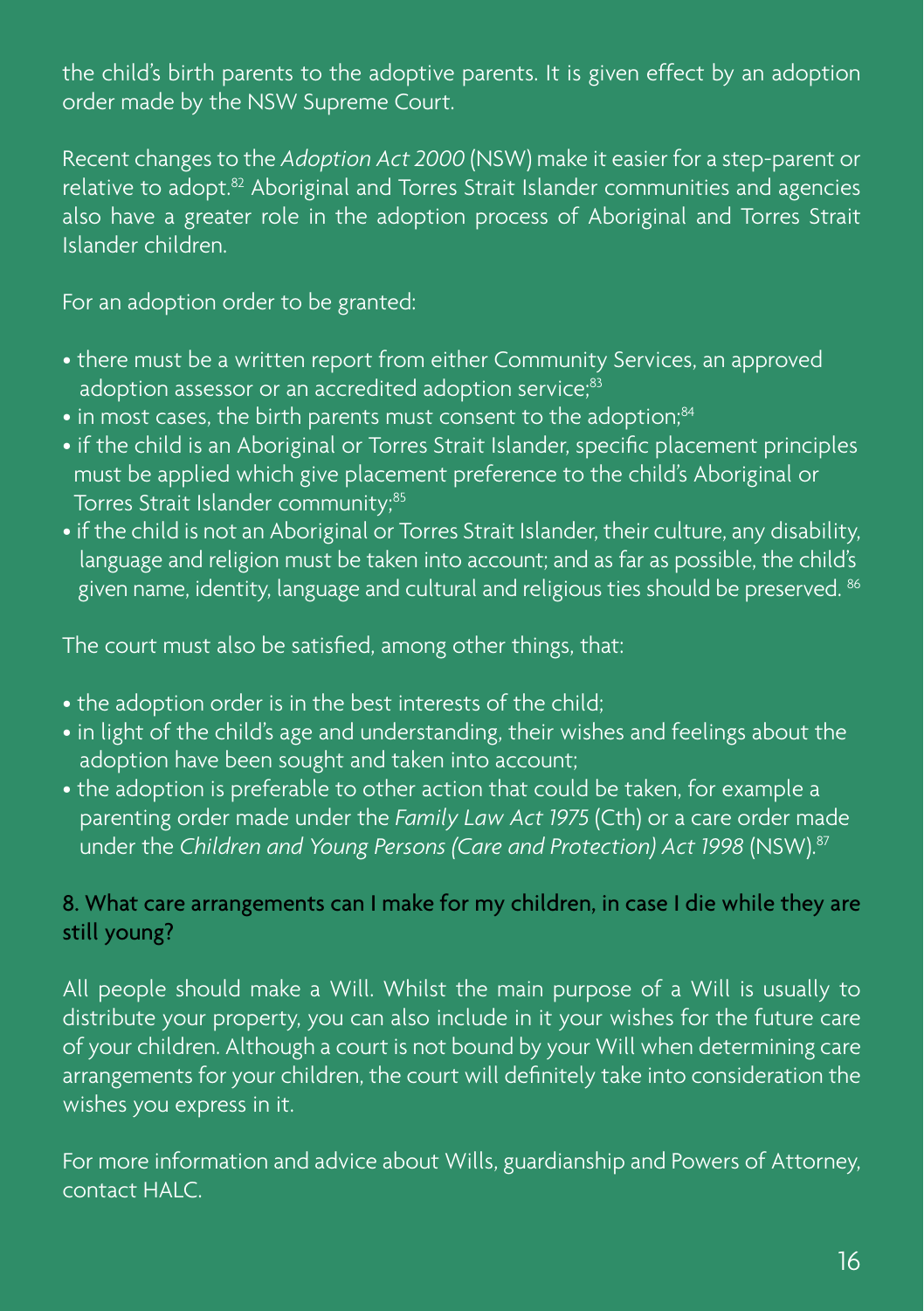the child's birth parents to the adoptive parents. It is given effect by an adoption order made by the NSW Supreme Court.

Recent changes to the *Adoption Act 2000* (NSW) make it easier for a step-parent or relative to adopt.[82] Aboriginal and Torres Strait Islander communities and agencies also have a greater role in the adoption process of Aboriginal and Torres Strait Islander children.

For an adoption order to be granted:

- there must be a written report from either Community Services, an approved adoption assessor or an accredited adoption service;[83]
- in most cases, the birth parents must consent to the adoption;[84]
- if the child is an Aboriginal or Torres Strait Islander, specific placement principles must be applied which give placement preference to the child's Aboriginal or Torres Strait Islander community;[85]
- if the child is not an Aboriginal or Torres Strait Islander, their culture, any disability, language and religion must be taken into account; and as far as possible, the child's given name, identity, language and cultural and religious ties should be preserved. [86]

The court must also be satisfied, among other things, that:

- the adoption order is in the best interests of the child;
- in light of the child's age and understanding, their wishes and feelings about the adoption have been sought and taken into account;
- the adoption is preferable to other action that could be taken, for example a parenting order made under the *Family Law Act 1975* (Cth) or a care order made under the *Children and Young Persons (Care and Protection) Act 1998* (NSW).[87]

## 8. What care arrangements can I make for my children, in case I die while they are still young?

All people should make a Will. Whilst the main purpose of a Will is usually to distribute your property, you can also include in it your wishes for the future care of your children. Although a court is not bound by your Will when determining care arrangements for your children, the court will definitely take into consideration the wishes you express in it.

For more information and advice about Wills, guardianship and Powers of Attorney, contact HALC.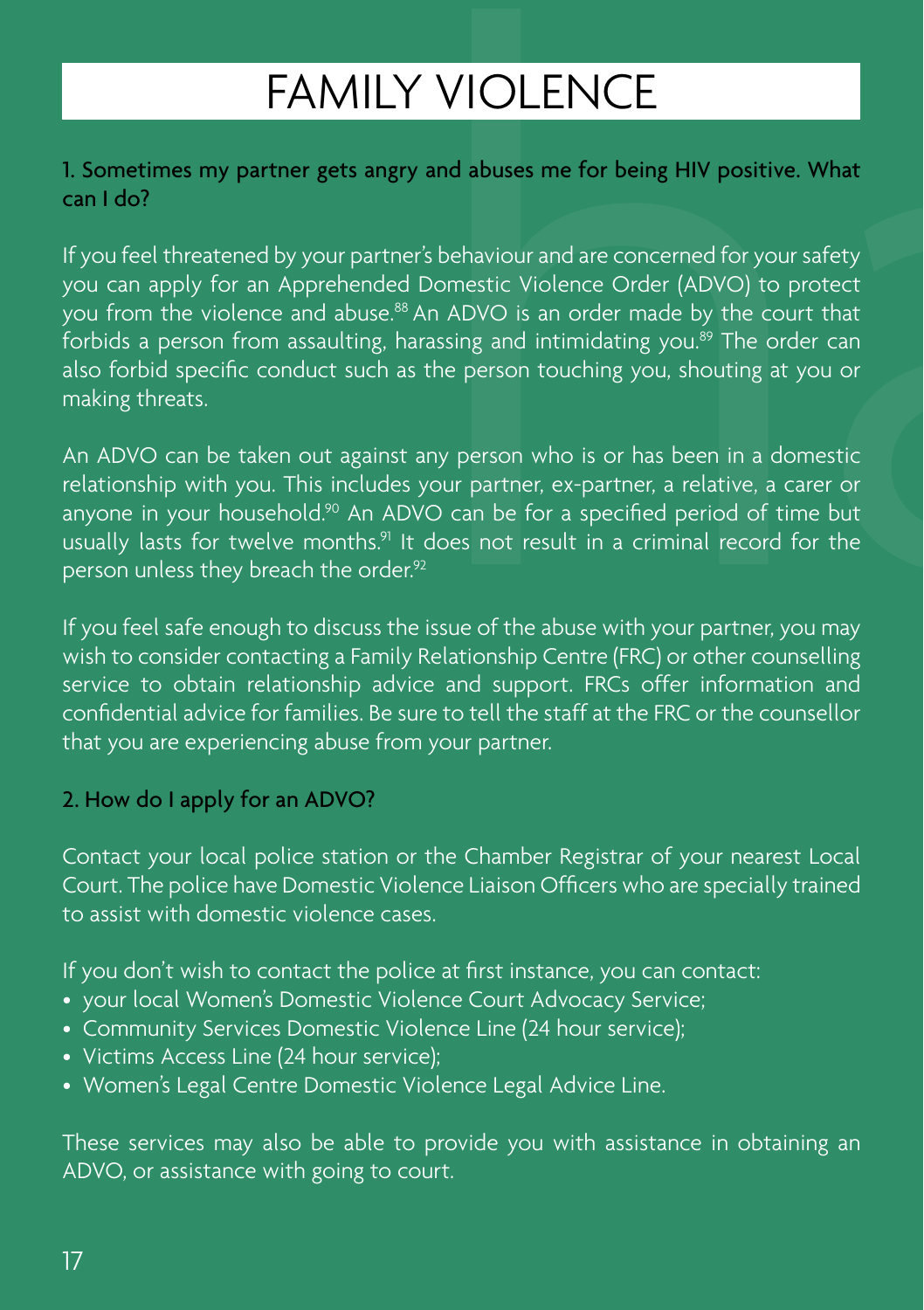# FAMILY VIOLENCE

## 1. Sometimes my partner gets angry and abuses me for being HIV positive. What can I do?

If you feel threatened by your partner's behaviour and are concerned for your safety you can apply for an Apprehended Domestic Violence Order (ADVO) to protect you from the violence and abuse.[88] An ADVO is an order made by the court that forbids a person from assaulting, harassing and intimidating you.[89] The order can also forbid specific conduct such as the person touching you, shouting at you or making threats.

An ADVO can be taken out against any person who is or has been in a domestic relationship with you. This includes your partner, ex-partner, a relative, a carer or anyone in your household.[90] An ADVO can be for a specified period of time but usually lasts for twelve months.[91] It does not result in a criminal record for the person unless they breach the order.[92]

If you feel safe enough to discuss the issue of the abuse with your partner, you may wish to consider contacting a Family Relationship Centre (FRC) or other counselling service to obtain relationship advice and support. FRCs offer information and confidential advice for families. Be sure to tell the staff at the FRC or the counsellor that you are experiencing abuse from your partner.

## 2. How do I apply for an ADVO?

Contact your local police station or the Chamber Registrar of your nearest Local Court. The police have Domestic Violence Liaison Officers who are specially trained to assist with domestic violence cases.

If you don't wish to contact the police at first instance, you can contact:

- your local Women's Domestic Violence Court Advocacy Service;
- Community Services Domestic Violence Line (24 hour service);
- Victims Access Line (24 hour service);
- Women's Legal Centre Domestic Violence Legal Advice Line.

These services may also be able to provide you with assistance in obtaining an ADVO, or assistance with going to court.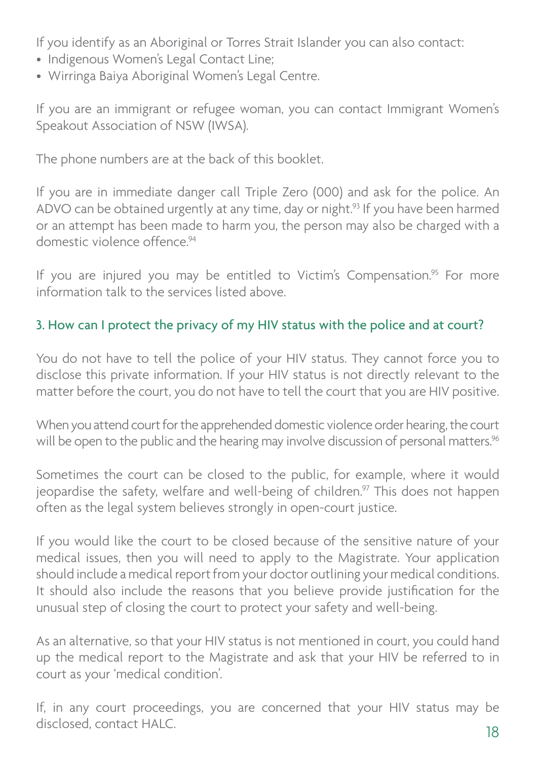If you identify as an Aboriginal or Torres Strait Islander you can also contact:

- Indigenous Women's Legal Contact Line;
- Wirringa Baiya Aboriginal Women's Legal Centre.

If you are an immigrant or refugee woman, you can contact Immigrant Women's Speakout Association of NSW (IWSA).

The phone numbers are at the back of this booklet.

If you are in immediate danger call Triple Zero (000) and ask for the police. An ADVO can be obtained urgently at any time, day or night.[93] If you have been harmed or an attempt has been made to harm you, the person may also be charged with a domestic violence offence.[94]

If you are injured you may be entitled to Victim's Compensation.[95] For more information talk to the services listed above.

### 3. How can I protect the privacy of my HIV status with the police and at court?

You do not have to tell the police of your HIV status. They cannot force you to disclose this private information. If your HIV status is not directly relevant to the matter before the court, you do not have to tell the court that you are HIV positive.

When you attend court for the apprehended domestic violence order hearing, the court will be open to the public and the hearing may involve discussion of personal matters.[96]

Sometimes the court can be closed to the public, for example, where it would jeopardise the safety, welfare and well-being of children.[97] This does not happen often as the legal system believes strongly in open-court justice.

If you would like the court to be closed because of the sensitive nature of your medical issues, then you will need to apply to the Magistrate. Your application should include a medical report from your doctor outlining your medical conditions. It should also include the reasons that you believe provide justification for the unusual step of closing the court to protect your safety and well-being.

As an alternative, so that your HIV status is not mentioned in court, you could hand up the medical report to the Magistrate and ask that your HIV be referred to in court as your 'medical condition'.

If, in any court proceedings, you are concerned that your HIV status may be disclosed, contact HALC.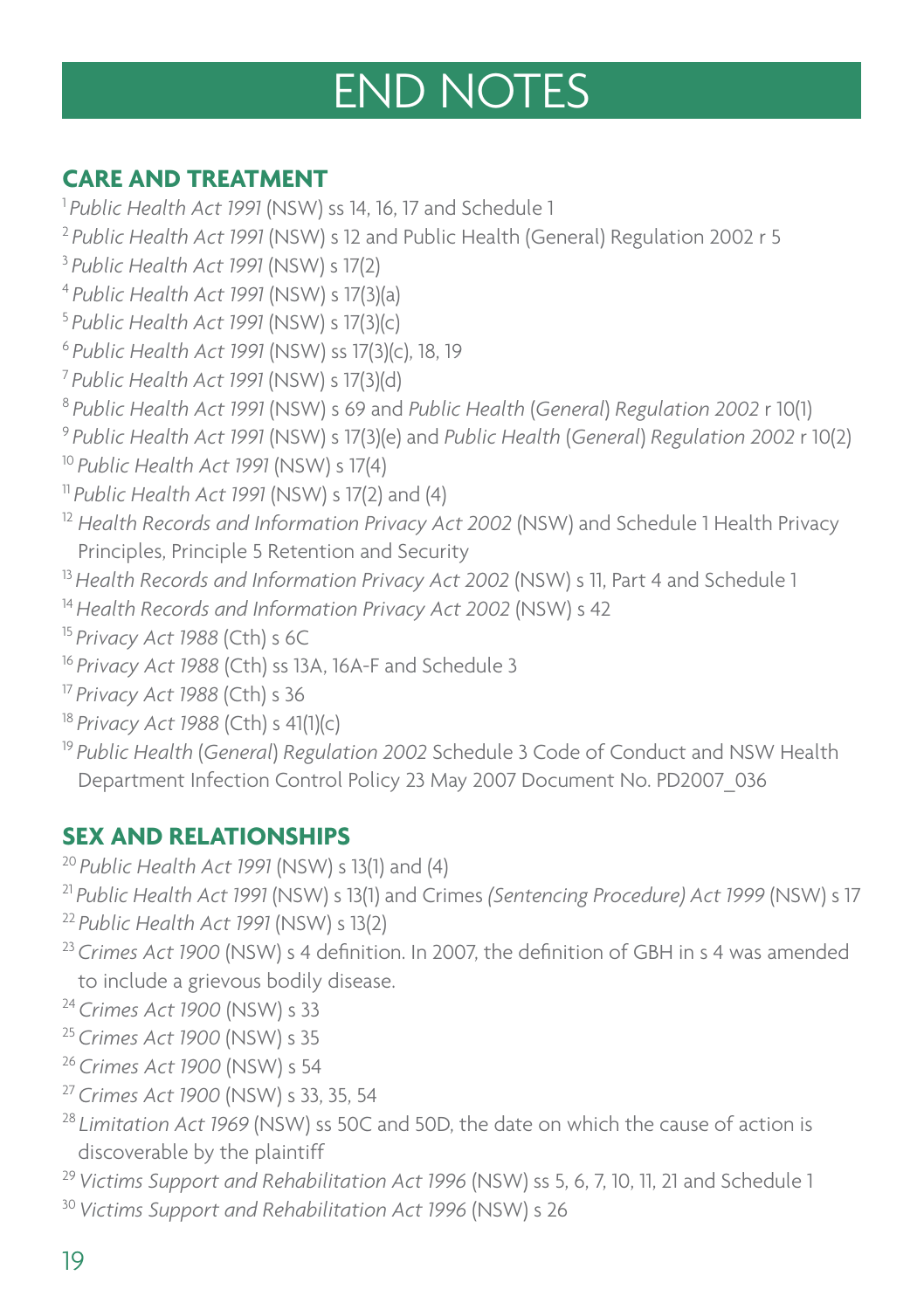# END NOTES

## CARE AND TREATMENT

[1] *Public Health Act 1991* (NSW) ss 14, 16, 17 and Schedule 1

[2] *Public Health Act 1991* (NSW) s 12 and Public Health (General) Regulation 2002 r 5

[3] *Public Health Act 1991* (NSW) s 17(2)

[4] *Public Health Act 1991* (NSW) s 17(3)(a)

[5] *Public Health Act 1991* (NSW) s 17(3)(c)

[6] *Public Health Act 1991* (NSW) ss 17(3)(c), 18, 19

[7] *Public Health Act 1991* (NSW) s 17(3)(d)

[8] *Public Health Act 1991* (NSW) s 69 and *Public Health* (*General*) *Regulation 2002* r 10(1)

[9] *Public Health Act 1991* (NSW) s 17(3)(e) and *Public Health* (*General*) *Regulation 2002* r 10(2)

[10] *Public Health Act 1991* (NSW) s 17(4)

[11] *Public Health Act 1991* (NSW) s 17(2) and (4)

[12] *Health Records and Information Privacy Act 2002* (NSW) and Schedule 1 Health Privacy Principles, Principle 5 Retention and Security

[13] *Health Records and Information Privacy Act 2002* (NSW) s 11, Part 4 and Schedule 1

[14] *Health Records and Information Privacy Act 2002* (NSW) s 42

[15] *Privacy Act 1988* (Cth) s 6C

[16] *Privacy Act 1988* (Cth) ss 13A, 16A-F and Schedule 3

[17] *Privacy Act 1988* (Cth) s 36

[18] *Privacy Act 1988* (Cth) s 41(1)(c)

[19] *Public Health* (*General*) *Regulation 2002* Schedule 3 Code of Conduct and NSW Health Department Infection Control Policy 23 May 2007 Document No. PD2007_036

## SEX AND RELATIONSHIPS

[20] *Public Health Act 1991* (NSW) s 13(1) and (4)

[21] *Public Health Act 1991* (NSW) s 13(1) and Crimes *(Sentencing Procedure) Act 1999* (NSW) s 17

[22] *Public Health Act 1991* (NSW) s 13(2)

[23] *Crimes Act 1900* (NSW) s 4 definition. In 2007, the definition of GBH in s 4 was amended to include a grievous bodily disease.

[24] *Crimes Act 1900* (NSW) s 33

[25] *Crimes Act 1900* (NSW) s 35

[26] *Crimes Act 1900* (NSW) s 54

[27] *Crimes Act 1900* (NSW) s 33, 35, 54

[28] *Limitation Act 1969* (NSW) ss 50C and 50D, the date on which the cause of action is discoverable by the plaintiff

[29] *Victims Support and Rehabilitation Act 1996* (NSW) ss 5, 6, 7, 10, 11, 21 and Schedule 1

[30] *Victims Support and Rehabilitation Act 1996* (NSW) s 26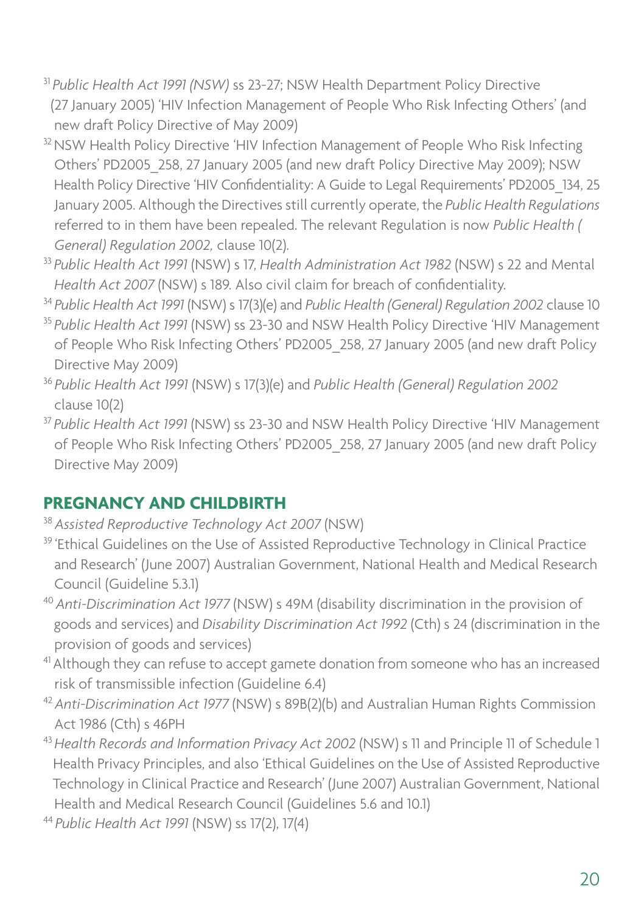[31] *Public Health Act 1991 (NSW)* ss 23-27; NSW Health Department Policy Directive (27 January 2005) 'HIV Infection Management of People Who Risk Infecting Others' (and new draft Policy Directive of May 2009)

[32] NSW Health Policy Directive 'HIV Infection Management of People Who Risk Infecting Others' PD2005_258, 27 January 2005 (and new draft Policy Directive May 2009); NSW Health Policy Directive 'HIV Confidentiality: A Guide to Legal Requirements' PD2005_134, 25 January 2005. Although the Directives still currently operate, the *Public Health Regulations* referred to in them have been repealed. The relevant Regulation is now *Public Health ( General) Regulation 2002,* clause 10(2).

[33] *Public Health Act 1991* (NSW) s 17, *Health Administration Act 1982* (NSW) s 22 and Mental *Health Act 2007* (NSW) s 189. Also civil claim for breach of confidentiality.

[34] *Public Health Act 1991* (NSW) s 17(3)(e) and *Public Health (General) Regulation 2002* clause 10

[35] *Public Health Act 1991* (NSW) ss 23-30 and NSW Health Policy Directive 'HIV Management of People Who Risk Infecting Others' PD2005_258, 27 January 2005 (and new draft Policy Directive May 2009)

[36] *Public Health Act 1991* (NSW) s 17(3)(e) and *Public Health (General) Regulation 2002* clause 10(2)

[37] *Public Health Act 1991* (NSW) ss 23-30 and NSW Health Policy Directive 'HIV Management of People Who Risk Infecting Others' PD2005_258, 27 January 2005 (and new draft Policy Directive May 2009)

## PREGNANCY AND CHILDBIRTH

[38] *Assisted Reproductive Technology Act 2007* (NSW)

[39] 'Ethical Guidelines on the Use of Assisted Reproductive Technology in Clinical Practice and Research' (June 2007) Australian Government, National Health and Medical Research Council (Guideline 5.3.1)

[40] *Anti-Discrimination Act 1977* (NSW) s 49M (disability discrimination in the provision of goods and services) and *Disability Discrimination Act 1992* (Cth) s 24 (discrimination in the provision of goods and services)

[41] Although they can refuse to accept gamete donation from someone who has an increased risk of transmissible infection (Guideline 6.4)

[42] *Anti-Discrimination Act 1977* (NSW) s 89B(2)(b) and Australian Human Rights Commission Act 1986 (Cth) s 46PH

[43] *Health Records and Information Privacy Act 2002* (NSW) s 11 and Principle 11 of Schedule 1 Health Privacy Principles, and also 'Ethical Guidelines on the Use of Assisted Reproductive Technology in Clinical Practice and Research' (June 2007) Australian Government, National Health and Medical Research Council (Guidelines 5.6 and 10.1)

[44] *Public Health Act 1991* (NSW) ss 17(2), 17(4)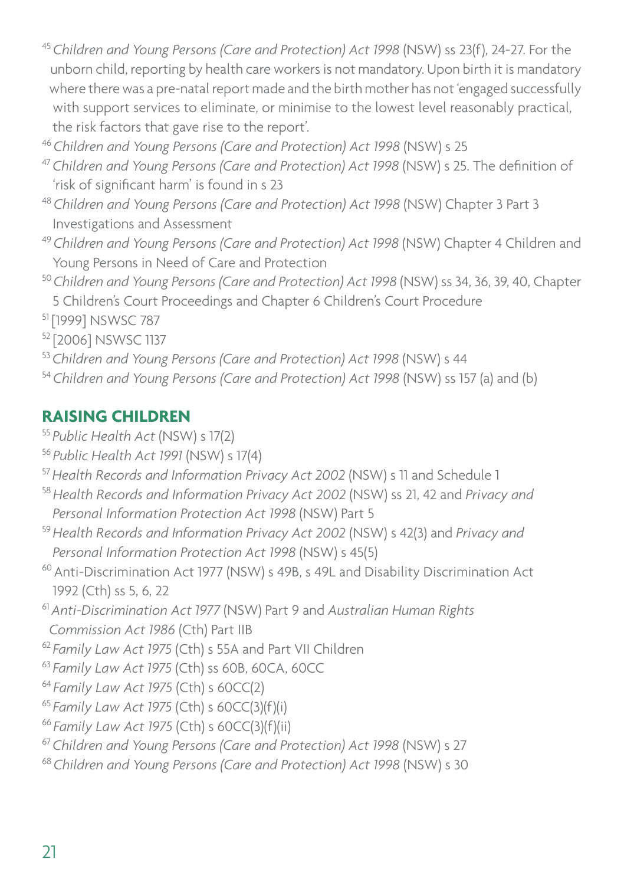[45] *Children and Young Persons (Care and Protection) Act 1998* (NSW) ss 23(f), 24-27. For the unborn child, reporting by health care workers is not mandatory. Upon birth it is mandatory where there was a pre-natal report made and the birth mother has not 'engaged successfully with support services to eliminate, or minimise to the lowest level reasonably practical, the risk factors that gave rise to the report'.

[46] *Children and Young Persons (Care and Protection) Act 1998* (NSW) s 25

[47] *Children and Young Persons (Care and Protection) Act 1998* (NSW) s 25. The definition of 'risk of significant harm' is found in s 23

[48] *Children and Young Persons (Care and Protection) Act 1998* (NSW) Chapter 3 Part 3 Investigations and Assessment

[49] *Children and Young Persons (Care and Protection) Act 1998* (NSW) Chapter 4 Children and Young Persons in Need of Care and Protection

[50] *Children and Young Persons (Care and Protection) Act 1998* (NSW) ss 34, 36, 39, 40, Chapter 5 Children's Court Proceedings and Chapter 6 Children's Court Procedure

[51] [1999] NSWSC 787

[52] [2006] NSWSC 1137

[53] *Children and Young Persons (Care and Protection) Act 1998* (NSW) s 44

[54] *Children and Young Persons (Care and Protection) Act 1998* (NSW) ss 157 (a) and (b)

## RAISING CHILDREN

[55] *Public Health Act* (NSW) s 17(2)

[56] *Public Health Act 1991* (NSW) s 17(4)

[57] *Health Records and Information Privacy Act 2002* (NSW) s 11 and Schedule 1

[58] *Health Records and Information Privacy Act 2002* (NSW) ss 21, 42 and *Privacy and Personal Information Protection Act 1998* (NSW) Part 5

[59] *Health Records and Information Privacy Act 2002* (NSW) s 42(3) and *Privacy and Personal Information Protection Act 1998* (NSW) s 45(5)

[60] Anti-Discrimination Act 1977 (NSW) s 49B, s 49L and Disability Discrimination Act 1992 (Cth) ss 5, 6, 22

[61] *Anti-Discrimination Act 1977* (NSW) Part 9 and *Australian Human Rights Commission Act 1986* (Cth) Part IIB

[62] *Family Law Act 1975* (Cth) s 55A and Part VII Children

[63] *Family Law Act 1975* (Cth) ss 60B, 60CA, 60CC

[64] *Family Law Act 1975* (Cth) s 60CC(2)

[65] *Family Law Act 1975* (Cth) s 60CC(3)(f)(i)

[66] *Family Law Act 1975* (Cth) s 60CC(3)(f)(ii)

[67] *Children and Young Persons (Care and Protection) Act 1998* (NSW) s 27

[68] *Children and Young Persons (Care and Protection) Act 1998* (NSW) s 30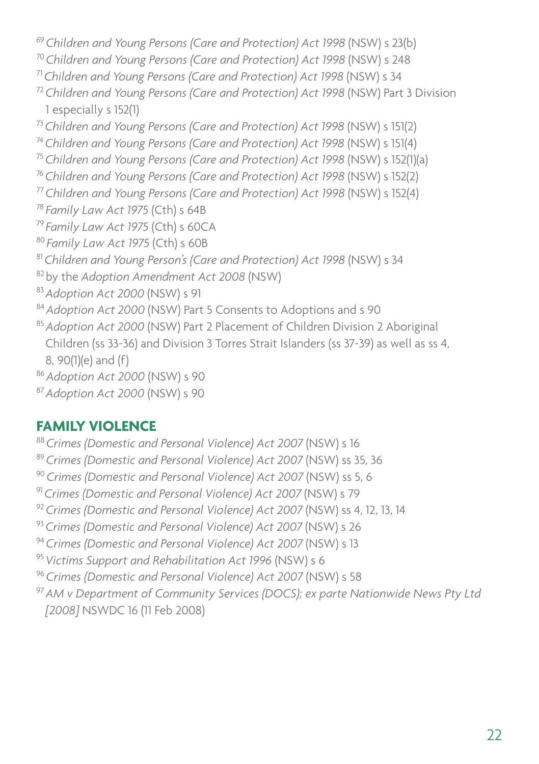[69] *Children and Young Persons (Care and Protection) Act 1998* (NSW) s 23(b)
[70] *Children and Young Persons (Care and Protection) Act 1998* (NSW) s 248
[71] *Children and Young Persons (Care and Protection) Act 1998* (NSW) s 34
[72] *Children and Young Persons (Care and Protection) Act 1998* (NSW) Part 3 Division 1 especially s 152(1)
[73] *Children and Young Persons (Care and Protection) Act 1998* (NSW) s 151(2)
[74] *Children and Young Persons (Care and Protection) Act 1998* (NSW) s 151(4)
[75] *Children and Young Persons (Care and Protection) Act 1998* (NSW) s 152(1)(a)
[76] *Children and Young Persons (Care and Protection) Act 1998* (NSW) s 152(2)
[77] *Children and Young Persons (Care and Protection) Act 1998* (NSW) s 152(4)
[78] *Family Law Act 1975* (Cth) s 64B
[79] *Family Law Act 1975* (Cth) s 60CA
[80] *Family Law Act 1975* (Cth) s 60B
[81] *Children and Young Person's (Care and Protection) Act 1998* (NSW) s 34
[82] by the *Adoption Amendment Act 2008* (NSW)
[83] *Adoption Act 2000* (NSW) s 91
[84] *Adoption Act 2000* (NSW) Part 5 Consents to Adoptions and s 90
[85] *Adoption Act 2000* (NSW) Part 2 Placement of Children Division 2 Aboriginal Children (ss 33-36) and Division 3 Torres Strait Islanders (ss 37-39) as well as ss 4, 8, 90(1)(e) and (f)
[86] *Adoption Act 2000* (NSW) s 90
[87] *Adoption Act 2000* (NSW) s 90

## FAMILY VIOLENCE

[88] *Crimes (Domestic and Personal Violence) Act 2007* (NSW) s 16
[89] *Crimes (Domestic and Personal Violence) Act 2007* (NSW) ss 35, 36
[90] *Crimes (Domestic and Personal Violence) Act 2007* (NSW) ss 5, 6
[91] *Crimes (Domestic and Personal Violence) Act 2007* (NSW) s 79
[92] *Crimes (Domestic and Personal Violence) Act 2007* (NSW) ss 4, 12, 13, 14
[93] *Crimes (Domestic and Personal Violence) Act 2007* (NSW) s 26
[94] *Crimes (Domestic and Personal Violence) Act 2007* (NSW) s 13
[95] *Victims Support and Rehabilitation Act 1996* (NSW) s 6
[96] *Crimes (Domestic and Personal Violence) Act 2007* (NSW) s 58
[97] *AM v Department of Community Services (DOCS); ex parte Nationwide News Pty Ltd [2008]* NSWDC 16 (11 Feb 2008)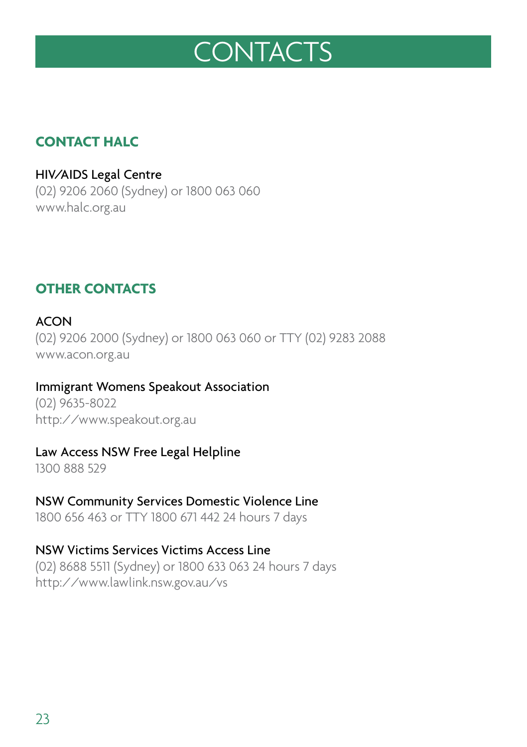# CONTACTS

## CONTACT HALC

HIV/AIDS Legal Centre
(02) 9206 2060 (Sydney) or 1800 063 060
www.halc.org.au

## OTHER CONTACTS

ACON
(02) 9206 2000 (Sydney) or 1800 063 060 or TTY (02) 9283 2088
www.acon.org.au

Immigrant Womens Speakout Association
(02) 9635-8022
http://www.speakout.org.au

Law Access NSW Free Legal Helpline
1300 888 529

NSW Community Services Domestic Violence Line
1800 656 463 or TTY 1800 671 442 24 hours 7 days

NSW Victims Services Victims Access Line
(02) 8688 5511 (Sydney) or 1800 633 063 24 hours 7 days
http://www.lawlink.nsw.gov.au/vs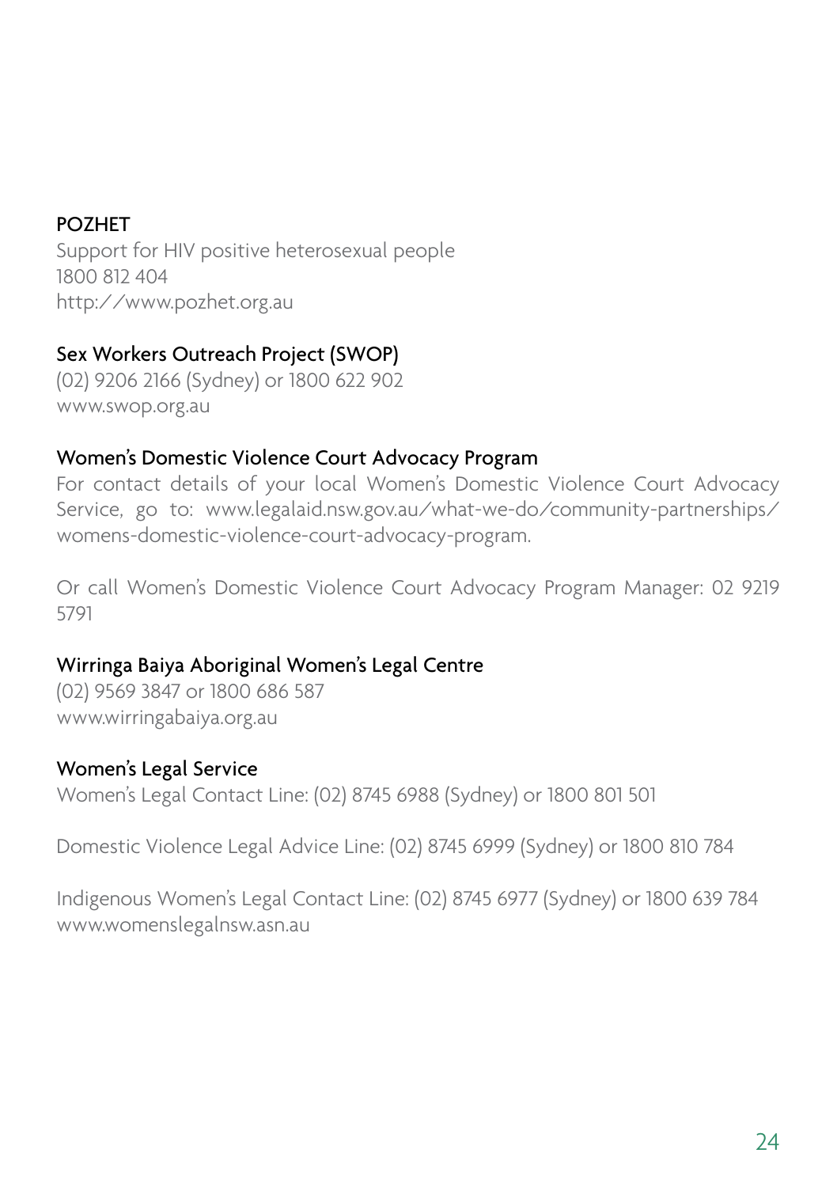**POZHET**

Support for HIV positive heterosexual people
1800 812 404
http://www.pozhet.org.au

**Sex Workers Outreach Project (SWOP)**

(02) 9206 2166 (Sydney) or 1800 622 902
www.swop.org.au

**Women's Domestic Violence Court Advocacy Program**

For contact details of your local Women's Domestic Violence Court Advocacy Service, go to: www.legalaid.nsw.gov.au/what-we-do/community-partnerships/womens-domestic-violence-court-advocacy-program.

Or call Women's Domestic Violence Court Advocacy Program Manager: 02 9219 5791

**Wirringa Baiya Aboriginal Women's Legal Centre**

(02) 9569 3847 or 1800 686 587
www.wirringabaiya.org.au

**Women's Legal Service**

Women's Legal Contact Line: (02) 8745 6988 (Sydney) or 1800 801 501

Domestic Violence Legal Advice Line: (02) 8745 6999 (Sydney) or 1800 810 784

Indigenous Women's Legal Contact Line: (02) 8745 6977 (Sydney) or 1800 639 784
www.womenslegalnsw.asn.au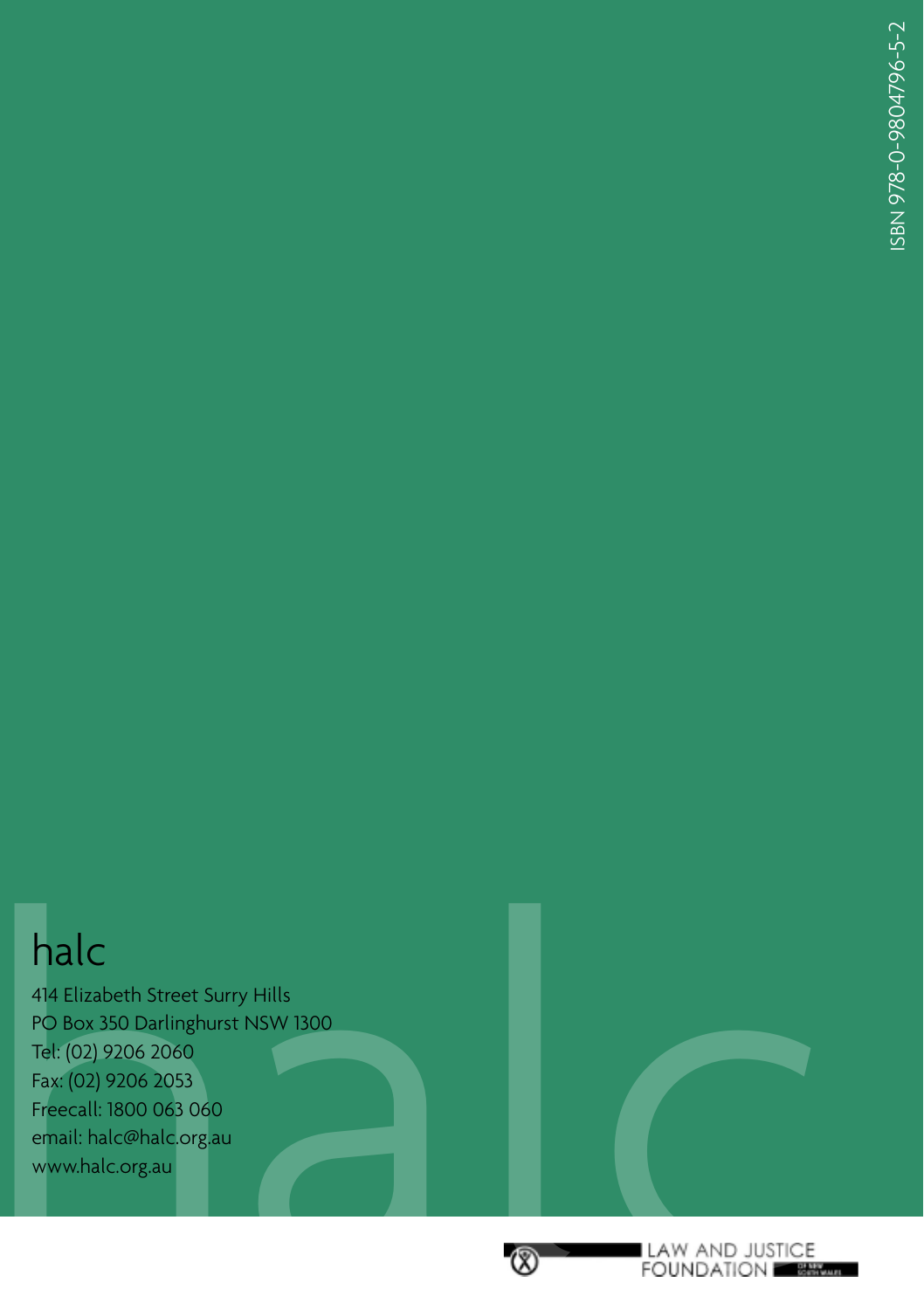ISBN 978-0-9804796-5-2

halc

414 Elizabeth Street Surry Hills
PO Box 350 Darlinghurst NSW 1300
Tel: (02) 9206 2060
Fax: (02) 9206 2053
Freecall: 1800 063 060
email: halc@halc.org.au
www.halc.org.au

LAW AND JUSTICE FOUNDATION OF NEW SOUTH WALES